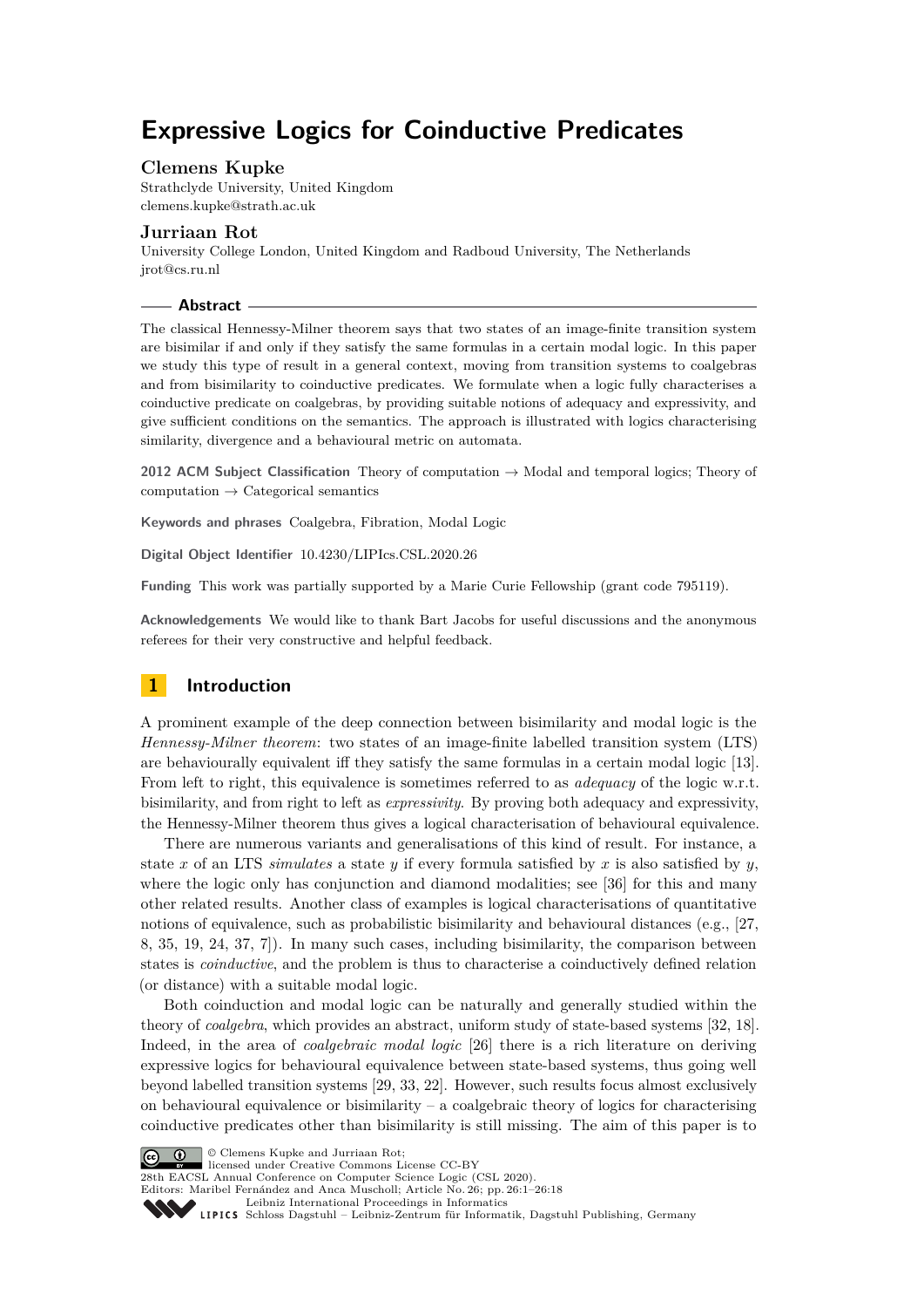# Expressive Logics for Coinductive Predicates

**Clemens Kupke**
Strathclyde University, United Kingdom
clemens.kupke@strath.ac.uk

**Jurriaan Rot**
University College London, United Kingdom and Radboud University, The Netherlands
jrot@cs.ru.nl

## Abstract

The classical Hennessy-Milner theorem says that two states of an image-finite transition system are bisimilar if and only if they satisfy the same formulas in a certain modal logic. In this paper we study this type of result in a general context, moving from transition systems to coalgebras and from bisimilarity to coinductive predicates. We formulate when a logic fully characterises a coinductive predicate on coalgebras, by providing suitable notions of adequacy and expressivity, and give sufficient conditions on the semantics. The approach is illustrated with logics characterising similarity, divergence and a behavioural metric on automata.

**2012 ACM Subject Classification** Theory of computation → Modal and temporal logics; Theory of computation → Categorical semantics

**Keywords and phrases** Coalgebra, Fibration, Modal Logic

**Digital Object Identifier** 10.4230/LIPIcs.CSL.2020.26

**Funding** This work was partially supported by a Marie Curie Fellowship (grant code 795119).

**Acknowledgements** We would like to thank Bart Jacobs for useful discussions and the anonymous referees for their very constructive and helpful feedback.

## 1 Introduction

A prominent example of the deep connection between bisimilarity and modal logic is the *Hennessy-Milner theorem*: two states of an image-finite labelled transition system (LTS) are behaviourally equivalent iff they satisfy the same formulas in a certain modal logic [13]. From left to right, this equivalence is sometimes referred to as *adequacy* of the logic w.r.t. bisimilarity, and from right to left as *expressivity*. By proving both adequacy and expressivity, the Hennessy-Milner theorem thus gives a logical characterisation of behavioural equivalence.

There are numerous variants and generalisations of this kind of result. For instance, a state $x$ of an LTS *simulates* a state $y$ if every formula satisfied by $x$ is also satisfied by $y$, where the logic only has conjunction and diamond modalities; see [36] for this and many other related results. Another class of examples is logical characterisations of quantitative notions of equivalence, such as probabilistic bisimilarity and behavioural distances (e.g., [27, 8, 35, 19, 24, 37, 7]). In many such cases, including bisimilarity, the comparison between states is *coinductive*, and the problem is thus to characterise a coinductively defined relation (or distance) with a suitable modal logic.

Both coinduction and modal logic can be naturally and generally studied within the theory of *coalgebra*, which provides an abstract, uniform study of state-based systems [32, 18]. Indeed, in the area of *coalgebraic modal logic* [26] there is a rich literature on deriving expressive logics for behavioural equivalence between state-based systems, thus going well beyond labelled transition systems [29, 33, 22]. However, such results focus almost exclusively on behavioural equivalence or bisimilarity – a coalgebraic theory of logics for characterising coinductive predicates other than bisimilarity is still missing. The aim of this paper is to

© Clemens Kupke and Jurriaan Rot;
licensed under Creative Commons License CC-BY
28th EACSL Annual Conference on Computer Science Logic (CSL 2020).
Editors: Maribel Fernández and Anca Muscholl; Article No. 26; pp. 26:1–26:18
Leibniz International Proceedings in Informatics
Schloss Dagstuhl – Leibniz-Zentrum für Informatik, Dagstuhl Publishing, Germany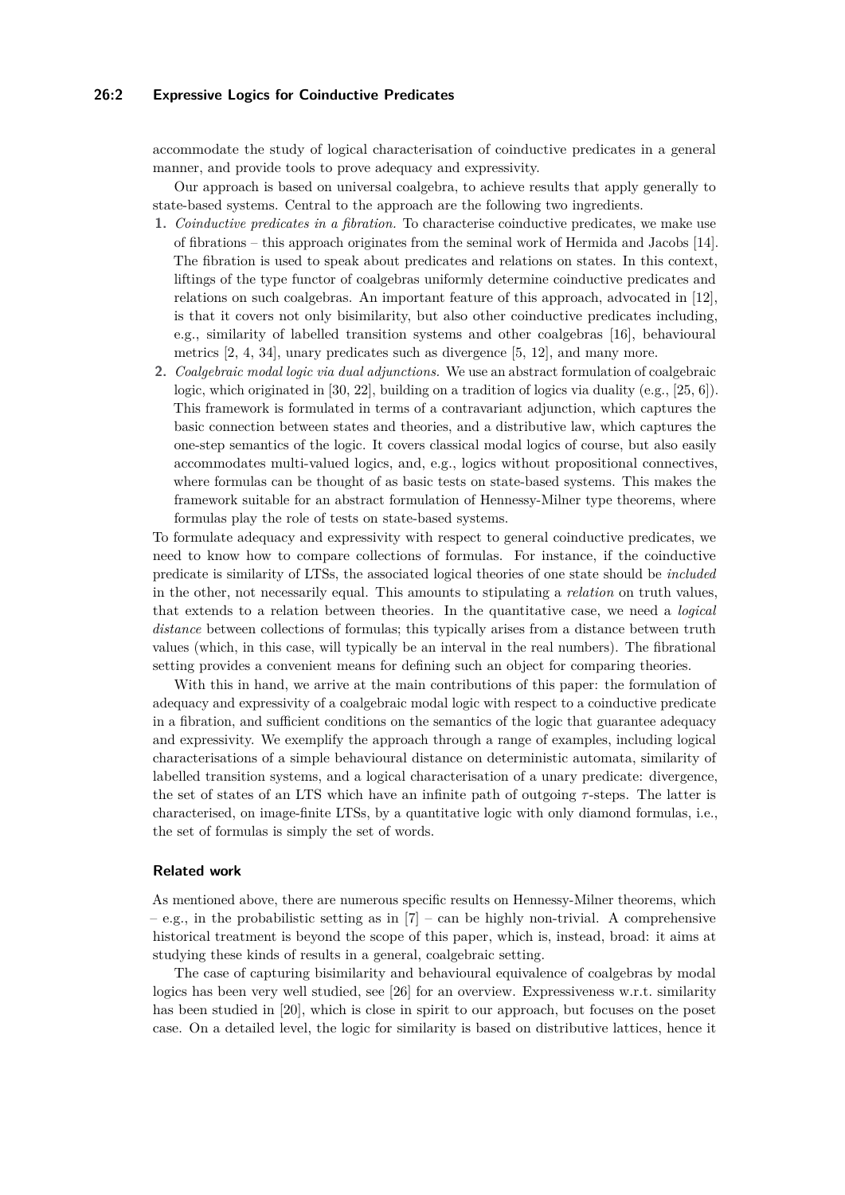accommodate the study of logical characterisation of coinductive predicates in a general manner, and provide tools to prove adequacy and expressivity.

Our approach is based on universal coalgebra, to achieve results that apply generally to state-based systems. Central to the approach are the following two ingredients.

1. *Coinductive predicates in a fibration.* To characterise coinductive predicates, we make use of fibrations – this approach originates from the seminal work of Hermida and Jacobs [14]. The fibration is used to speak about predicates and relations on states. In this context, liftings of the type functor of coalgebras uniformly determine coinductive predicates and relations on such coalgebras. An important feature of this approach, advocated in [12], is that it covers not only bisimilarity, but also other coinductive predicates including, e.g., similarity of labelled transition systems and other coalgebras [16], behavioural metrics [2, 4, 34], unary predicates such as divergence [5, 12], and many more.
2. *Coalgebraic modal logic via dual adjunctions.* We use an abstract formulation of coalgebraic logic, which originated in [30, 22], building on a tradition of logics via duality (e.g., [25, 6]). This framework is formulated in terms of a contravariant adjunction, which captures the basic connection between states and theories, and a distributive law, which captures the one-step semantics of the logic. It covers classical modal logics of course, but also easily accommodates multi-valued logics, and, e.g., logics without propositional connectives, where formulas can be thought of as basic tests on state-based systems. This makes the framework suitable for an abstract formulation of Hennessy-Milner type theorems, where formulas play the role of tests on state-based systems.

To formulate adequacy and expressivity with respect to general coinductive predicates, we need to know how to compare collections of formulas. For instance, if the coinductive predicate is similarity of LTSs, the associated logical theories of one state should be *included* in the other, not necessarily equal. This amounts to stipulating a *relation* on truth values, that extends to a relation between theories. In the quantitative case, we need a *logical distance* between collections of formulas; this typically arises from a distance between truth values (which, in this case, will typically be an interval in the real numbers). The fibrational setting provides a convenient means for defining such an object for comparing theories.

With this in hand, we arrive at the main contributions of this paper: the formulation of adequacy and expressivity of a coalgebraic modal logic with respect to a coinductive predicate in a fibration, and sufficient conditions on the semantics of the logic that guarantee adequacy and expressivity. We exemplify the approach through a range of examples, including logical characterisations of a simple behavioural distance on deterministic automata, similarity of labelled transition systems, and a logical characterisation of a unary predicate: divergence, the set of states of an LTS which have an infinite path of outgoing $\tau$-steps. The latter is characterised, on image-finite LTSs, by a quantitative logic with only diamond formulas, i.e., the set of formulas is simply the set of words.

### Related work

As mentioned above, there are numerous specific results on Hennessy-Milner theorems, which – e.g., in the probabilistic setting as in [7] – can be highly non-trivial. A comprehensive historical treatment is beyond the scope of this paper, which is, instead, broad: it aims at studying these kinds of results in a general, coalgebraic setting.

The case of capturing bisimilarity and behavioural equivalence of coalgebras by modal logics has been very well studied, see [26] for an overview. Expressiveness w.r.t. similarity has been studied in [20], which is close in spirit to our approach, but focuses on the poset case. On a detailed level, the logic for similarity is based on distributive lattices, hence it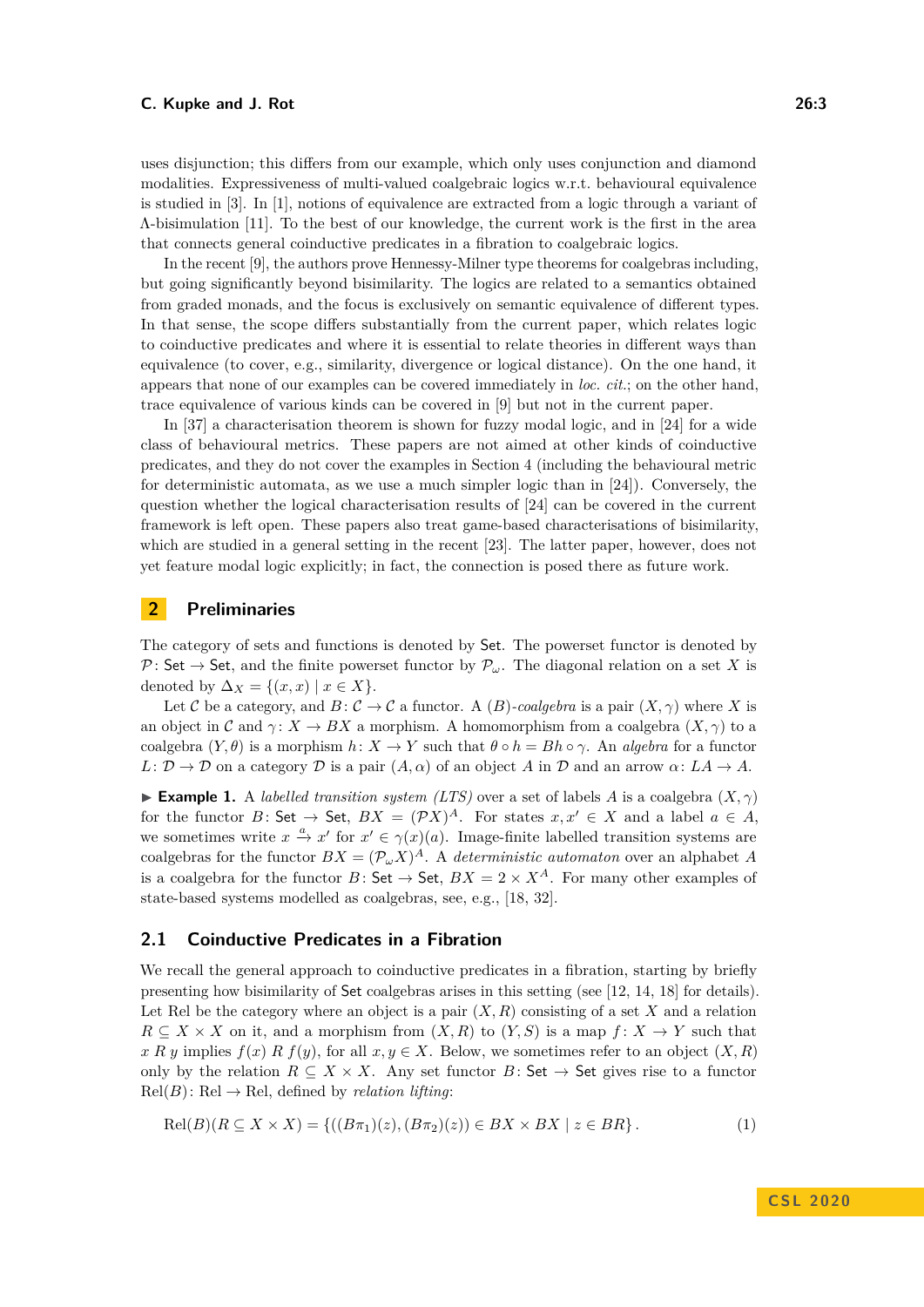uses disjunction; this differs from our example, which only uses conjunction and diamond modalities. Expressiveness of multi-valued coalgebraic logics w.r.t. behavioural equivalence is studied in [3]. In [1], notions of equivalence are extracted from a logic through a variant of Λ-bisimulation [11]. To the best of our knowledge, the current work is the first in the area that connects general coinductive predicates in a fibration to coalgebraic logics.

In the recent [9], the authors prove Hennessy-Milner type theorems for coalgebras including, but going significantly beyond bisimilarity. The logics are related to a semantics obtained from graded monads, and the focus is exclusively on semantic equivalence of different types. In that sense, the scope differs substantially from the current paper, which relates logic to coinductive predicates and where it is essential to relate theories in different ways than equivalence (to cover, e.g., similarity, divergence or logical distance). On the one hand, it appears that none of our examples can be covered immediately in *loc. cit.*; on the other hand, trace equivalence of various kinds can be covered in [9] but not in the current paper.

In [37] a characterisation theorem is shown for fuzzy modal logic, and in [24] for a wide class of behavioural metrics. These papers are not aimed at other kinds of coinductive predicates, and they do not cover the examples in Section 4 (including the behavioural metric for deterministic automata, as we use a much simpler logic than in [24]). Conversely, the question whether the logical characterisation results of [24] can be covered in the current framework is left open. These papers also treat game-based characterisations of bisimilarity, which are studied in a general setting in the recent [23]. The latter paper, however, does not yet feature modal logic explicitly; in fact, the connection is posed there as future work.

## 2 Preliminaries

The category of sets and functions is denoted by $\mathsf{Set}$. The powerset functor is denoted by $\mathcal{P}\colon \mathsf{Set} \to \mathsf{Set}$, and the finite powerset functor by $\mathcal{P}_\omega$. The diagonal relation on a set $X$ is denoted by $\Delta_X = \{(x,x) \mid x \in X\}$.

Let $\mathcal{C}$ be a category, and $B\colon \mathcal{C} \to \mathcal{C}$ a functor. A $(B)$-*coalgebra* is a pair $(X, \gamma)$ where $X$ is an object in $\mathcal{C}$ and $\gamma\colon X \to BX$ a morphism. A homomorphism from a coalgebra $(X, \gamma)$ to a coalgebra $(Y, \theta)$ is a morphism $h\colon X \to Y$ such that $\theta \circ h = Bh \circ \gamma$. An *algebra* for a functor $L\colon \mathcal{D} \to \mathcal{D}$ on a category $\mathcal{D}$ is a pair $(A, \alpha)$ of an object $A$ in $\mathcal{D}$ and an arrow $\alpha\colon LA \to A$.

▶ **Example 1.** A *labelled transition system (LTS)* over a set of labels $A$ is a coalgebra $(X, \gamma)$ for the functor $B\colon \mathsf{Set} \to \mathsf{Set}$, $BX = (\mathcal{P}X)^A$. For states $x, x' \in X$ and a label $a \in A$, we sometimes write $x \xrightarrow{a} x'$ for $x' \in \gamma(x)(a)$. Image-finite labelled transition systems are coalgebras for the functor $BX = (\mathcal{P}_\omega X)^A$. A *deterministic automaton* over an alphabet $A$ is a coalgebra for the functor $B\colon \mathsf{Set} \to \mathsf{Set}$, $BX = 2 \times X^A$. For many other examples of state-based systems modelled as coalgebras, see, e.g., [18, 32].

### 2.1 Coinductive Predicates in a Fibration

We recall the general approach to coinductive predicates in a fibration, starting by briefly presenting how bisimilarity of $\mathsf{Set}$ coalgebras arises in this setting (see [12, 14, 18] for details). Let Rel be the category where an object is a pair $(X, R)$ consisting of a set $X$ and a relation $R \subseteq X \times X$ on it, and a morphism from $(X, R)$ to $(Y, S)$ is a map $f\colon X \to Y$ such that $x \mathrel{R} y$ implies $f(x) \mathrel{R} f(y)$, for all $x, y \in X$. Below, we sometimes refer to an object $(X, R)$ only by the relation $R \subseteq X \times X$. Any set functor $B\colon \mathsf{Set} \to \mathsf{Set}$ gives rise to a functor $\mathrm{Rel}(B)\colon \mathrm{Rel} \to \mathrm{Rel}$, defined by *relation lifting*:

$$\mathrm{Rel}(B)(R \subseteq X \times X) = \{((B\pi_1)(z), (B\pi_2)(z)) \in BX \times BX \mid z \in BR\}\,. \tag{1}$$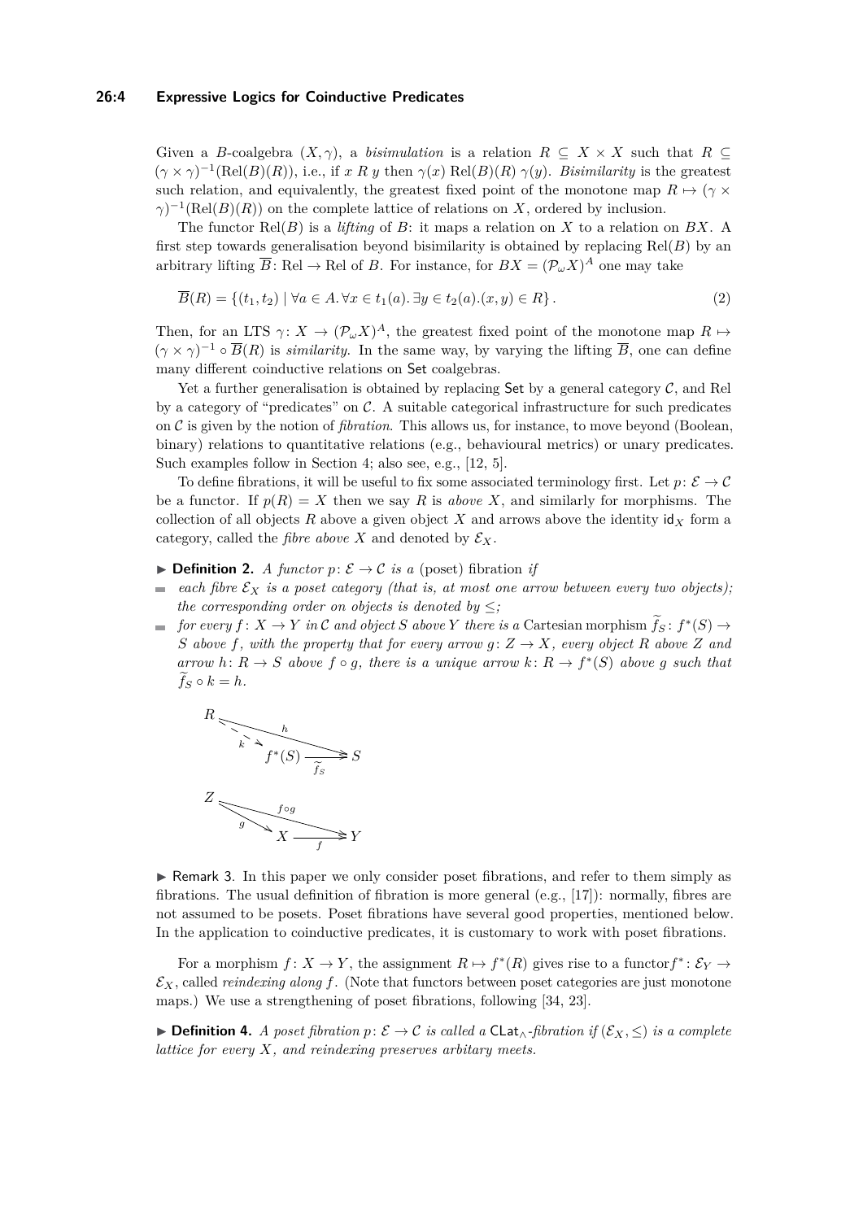Given a $B$-coalgebra $(X, \gamma)$, a *bisimulation* is a relation $R \subseteq X \times X$ such that $R \subseteq (\gamma \times \gamma)^{-1}(\mathrm{Rel}(B)(R))$, i.e., if $x\ R\ y$ then $\gamma(x)\ \mathrm{Rel}(B)(R)\ \gamma(y)$. *Bisimilarity* is the greatest such relation, and equivalently, the greatest fixed point of the monotone map $R \mapsto (\gamma \times \gamma)^{-1}(\mathrm{Rel}(B)(R))$ on the complete lattice of relations on $X$, ordered by inclusion.

The functor $\mathrm{Rel}(B)$ is a *lifting* of $B$: it maps a relation on $X$ to a relation on $BX$. A first step towards generalisation beyond bisimilarity is obtained by replacing $\mathrm{Rel}(B)$ by an arbitrary lifting $\overline{B}\colon \mathrm{Rel} \to \mathrm{Rel}$ of $B$. For instance, for $BX = (\mathcal{P}_\omega X)^A$ one may take

$$\overline{B}(R) = \{(t_1, t_2) \mid \forall a \in A. \forall x \in t_1(a). \exists y \in t_2(a). (x, y) \in R\}. \tag{2}$$

Then, for an LTS $\gamma\colon X \to (\mathcal{P}_\omega X)^A$, the greatest fixed point of the monotone map $R \mapsto (\gamma \times \gamma)^{-1} \circ \overline{B}(R)$ is *similarity*. In the same way, by varying the lifting $\overline{B}$, one can define many different coinductive relations on $\mathsf{Set}$ coalgebras.

Yet a further generalisation is obtained by replacing $\mathsf{Set}$ by a general category $\mathcal{C}$, and Rel by a category of "predicates" on $\mathcal{C}$. A suitable categorical infrastructure for such predicates on $\mathcal{C}$ is given by the notion of *fibration*. This allows us, for instance, to move beyond (Boolean, binary) relations to quantitative relations (e.g., behavioural metrics) or unary predicates. Such examples follow in Section 4; also see, e.g., [12, 5].

To define fibrations, it will be useful to fix some associated terminology first. Let $p\colon \mathcal{E} \to \mathcal{C}$ be a functor. If $p(R) = X$ then we say $R$ is *above* $X$, and similarly for morphisms. The collection of all objects $R$ above a given object $X$ and arrows above the identity $\mathsf{id}_X$ form a category, called the *fibre above* $X$ and denoted by $\mathcal{E}_X$.

▶ **Definition 2.** *A functor $p\colon \mathcal{E} \to \mathcal{C}$ is a* (poset) fibration *if*

- *each fibre $\mathcal{E}_X$ is a poset category (that is, at most one arrow between every two objects); the corresponding order on objects is denoted by $\leq$;*
- *for every $f\colon X \to Y$ in $\mathcal{C}$ and object $S$ above $Y$ there is a* Cartesian morphism *$\widetilde{f}_S\colon f^*(S) \to S$ above $f$, with the property that for every arrow $g\colon Z \to X$, every object $R$ above $Z$ and arrow $h\colon R \to S$ above $f \circ g$, there is a unique arrow $k\colon R \to f^*(S)$ above $g$ such that $\widetilde{f}_S \circ k = h$.*

$$\begin{array}{ccc} R & \xrightarrow{\quad h \quad} & S \\ {\scriptstyle k}\searrow & & \nearrow{\scriptstyle \widetilde{f}_S} \\ & f^*(S) & \\ Z & \xrightarrow{\quad f\circ g \quad} & Y \\ {\scriptstyle g}\searrow & & \nearrow{\scriptstyle f} \\ & X & \end{array}$$

▶ Remark 3. In this paper we only consider poset fibrations, and refer to them simply as fibrations. The usual definition of fibration is more general (e.g., [17]): normally, fibres are not assumed to be posets. Poset fibrations have several good properties, mentioned below. In the application to coinductive predicates, it is customary to work with poset fibrations.

For a morphism $f\colon X \to Y$, the assignment $R \mapsto f^*(R)$ gives rise to a functor $f^*\colon \mathcal{E}_Y \to \mathcal{E}_X$, called *reindexing along $f$*. (Note that functors between poset categories are just monotone maps.) We use a strengthening of poset fibrations, following [34, 23].

▶ **Definition 4.** *A poset fibration $p\colon \mathcal{E} \to \mathcal{C}$ is called a $\mathsf{CLat}_\wedge$-fibration if $(\mathcal{E}_X, \leq)$ is a complete lattice for every $X$, and reindexing preserves arbitary meets.*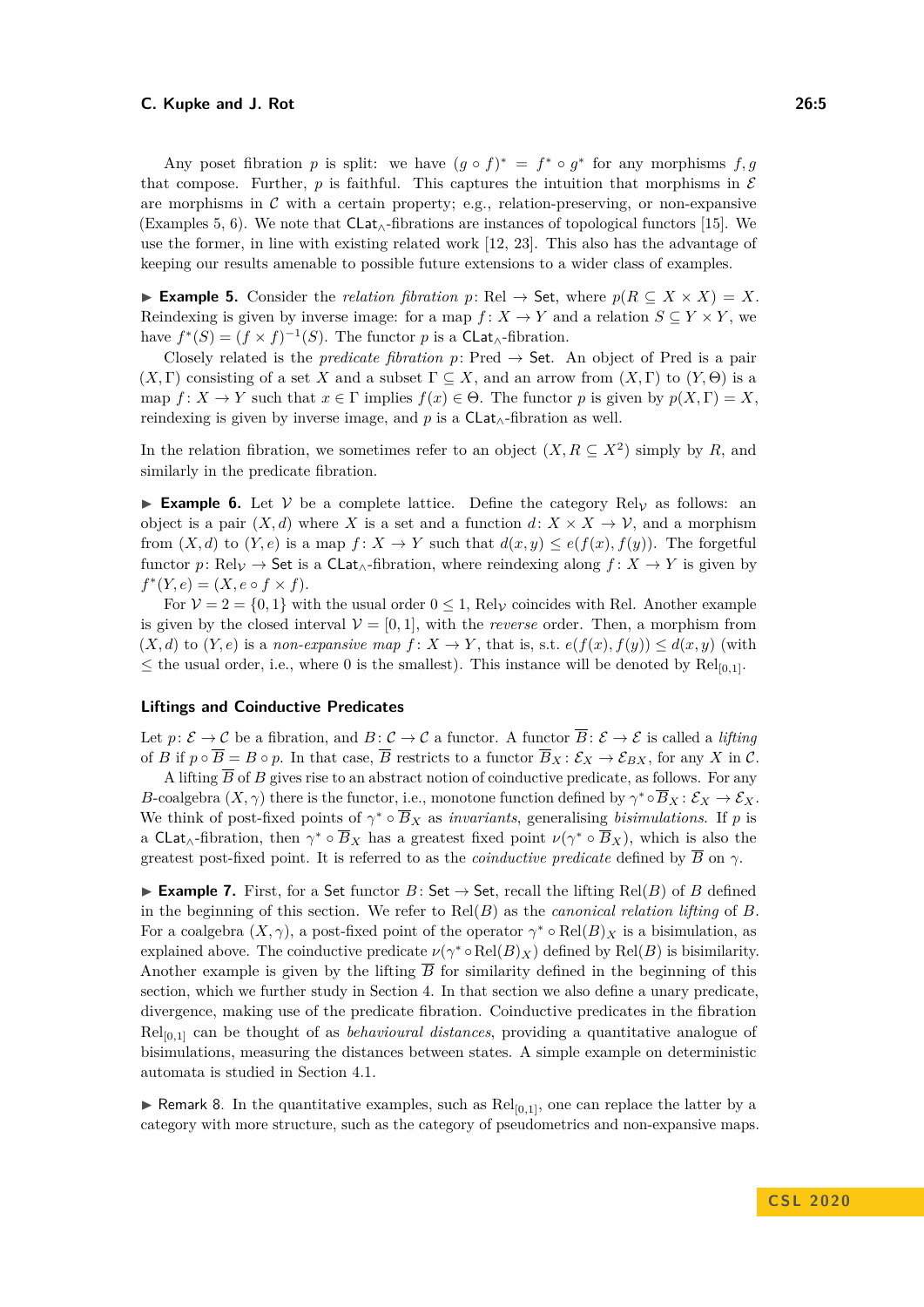Any poset fibration $p$ is split: we have $(g \circ f)^* = f^* \circ g^*$ for any morphisms $f, g$ that compose. Further, $p$ is faithful. This captures the intuition that morphisms in $\mathcal{E}$ are morphisms in $\mathcal{C}$ with a certain property; e.g., relation-preserving, or non-expansive (Examples 5, 6). We note that $\mathsf{CLat}_\wedge$-fibrations are instances of topological functors [15]. We use the former, in line with existing related work [12, 23]. This also has the advantage of keeping our results amenable to possible future extensions to a wider class of examples.

▶ **Example 5.** Consider the *relation fibration* $p\colon \mathrm{Rel} \to \mathsf{Set}$, where $p(R \subseteq X \times X) = X$. Reindexing is given by inverse image: for a map $f\colon X \to Y$ and a relation $S \subseteq Y \times Y$, we have $f^*(S) = (f \times f)^{-1}(S)$. The functor $p$ is a $\mathsf{CLat}_\wedge$-fibration.

Closely related is the *predicate fibration* $p\colon \mathrm{Pred} \to \mathsf{Set}$. An object of Pred is a pair $(X, \Gamma)$ consisting of a set $X$ and a subset $\Gamma \subseteq X$, and an arrow from $(X, \Gamma)$ to $(Y, \Theta)$ is a map $f\colon X \to Y$ such that $x \in \Gamma$ implies $f(x) \in \Theta$. The functor $p$ is given by $p(X, \Gamma) = X$, reindexing is given by inverse image, and $p$ is a $\mathsf{CLat}_\wedge$-fibration as well.

In the relation fibration, we sometimes refer to an object $(X, R \subseteq X^2)$ simply by $R$, and similarly in the predicate fibration.

▶ **Example 6.** Let $\mathcal{V}$ be a complete lattice. Define the category $\mathrm{Rel}_\mathcal{V}$ as follows: an object is a pair $(X, d)$ where $X$ is a set and a function $d\colon X \times X \to \mathcal{V}$, and a morphism from $(X, d)$ to $(Y, e)$ is a map $f\colon X \to Y$ such that $d(x, y) \leq e(f(x), f(y))$. The forgetful functor $p\colon \mathrm{Rel}_\mathcal{V} \to \mathsf{Set}$ is a $\mathsf{CLat}_\wedge$-fibration, where reindexing along $f\colon X \to Y$ is given by $f^*(Y, e) = (X, e \circ f \times f)$.

For $\mathcal{V} = 2 = \{0, 1\}$ with the usual order $0 \leq 1$, $\mathrm{Rel}_\mathcal{V}$ coincides with Rel. Another example is given by the closed interval $\mathcal{V} = [0, 1]$, with the *reverse* order. Then, a morphism from $(X, d)$ to $(Y, e)$ is a *non-expansive map* $f\colon X \to Y$, that is, s.t. $e(f(x), f(y)) \leq d(x, y)$ (with $\leq$ the usual order, i.e., where 0 is the smallest). This instance will be denoted by $\mathrm{Rel}_{[0,1]}$.

### Liftings and Coinductive Predicates

Let $p\colon \mathcal{E} \to \mathcal{C}$ be a fibration, and $B\colon \mathcal{C} \to \mathcal{C}$ a functor. A functor $\overline{B}\colon \mathcal{E} \to \mathcal{E}$ is called a *lifting* of $B$ if $p \circ \overline{B} = B \circ p$. In that case, $\overline{B}$ restricts to a functor $\overline{B}_X\colon \mathcal{E}_X \to \mathcal{E}_{BX}$, for any $X$ in $\mathcal{C}$.

A lifting $\overline{B}$ of $B$ gives rise to an abstract notion of coinductive predicate, as follows. For any $B$-coalgebra $(X, \gamma)$ there is the functor, i.e., monotone function defined by $\gamma^* \circ \overline{B}_X\colon \mathcal{E}_X \to \mathcal{E}_X$. We think of post-fixed points of $\gamma^* \circ \overline{B}_X$ as *invariants*, generalising *bisimulations*. If $p$ is a $\mathsf{CLat}_\wedge$-fibration, then $\gamma^* \circ \overline{B}_X$ has a greatest fixed point $\nu(\gamma^* \circ \overline{B}_X)$, which is also the greatest post-fixed point. It is referred to as the *coinductive predicate* defined by $\overline{B}$ on $\gamma$.

▶ **Example 7.** First, for a $\mathsf{Set}$ functor $B\colon \mathsf{Set} \to \mathsf{Set}$, recall the lifting $\mathrm{Rel}(B)$ of $B$ defined in the beginning of this section. We refer to $\mathrm{Rel}(B)$ as the *canonical relation lifting* of $B$. For a coalgebra $(X, \gamma)$, a post-fixed point of the operator $\gamma^* \circ \mathrm{Rel}(B)_X$ is a bisimulation, as explained above. The coinductive predicate $\nu(\gamma^* \circ \mathrm{Rel}(B)_X)$ defined by $\mathrm{Rel}(B)$ is bisimilarity. Another example is given by the lifting $\overline{B}$ for similarity defined in the beginning of this section, which we further study in Section 4. In that section we also define a unary predicate, divergence, making use of the predicate fibration. Coinductive predicates in the fibration $\mathrm{Rel}_{[0,1]}$ can be thought of as *behavioural distances*, providing a quantitative analogue of bisimulations, measuring the distances between states. A simple example on deterministic automata is studied in Section 4.1.

▶ Remark 8. In the quantitative examples, such as $\mathrm{Rel}_{[0,1]}$, one can replace the latter by a category with more structure, such as the category of pseudometrics and non-expansive maps.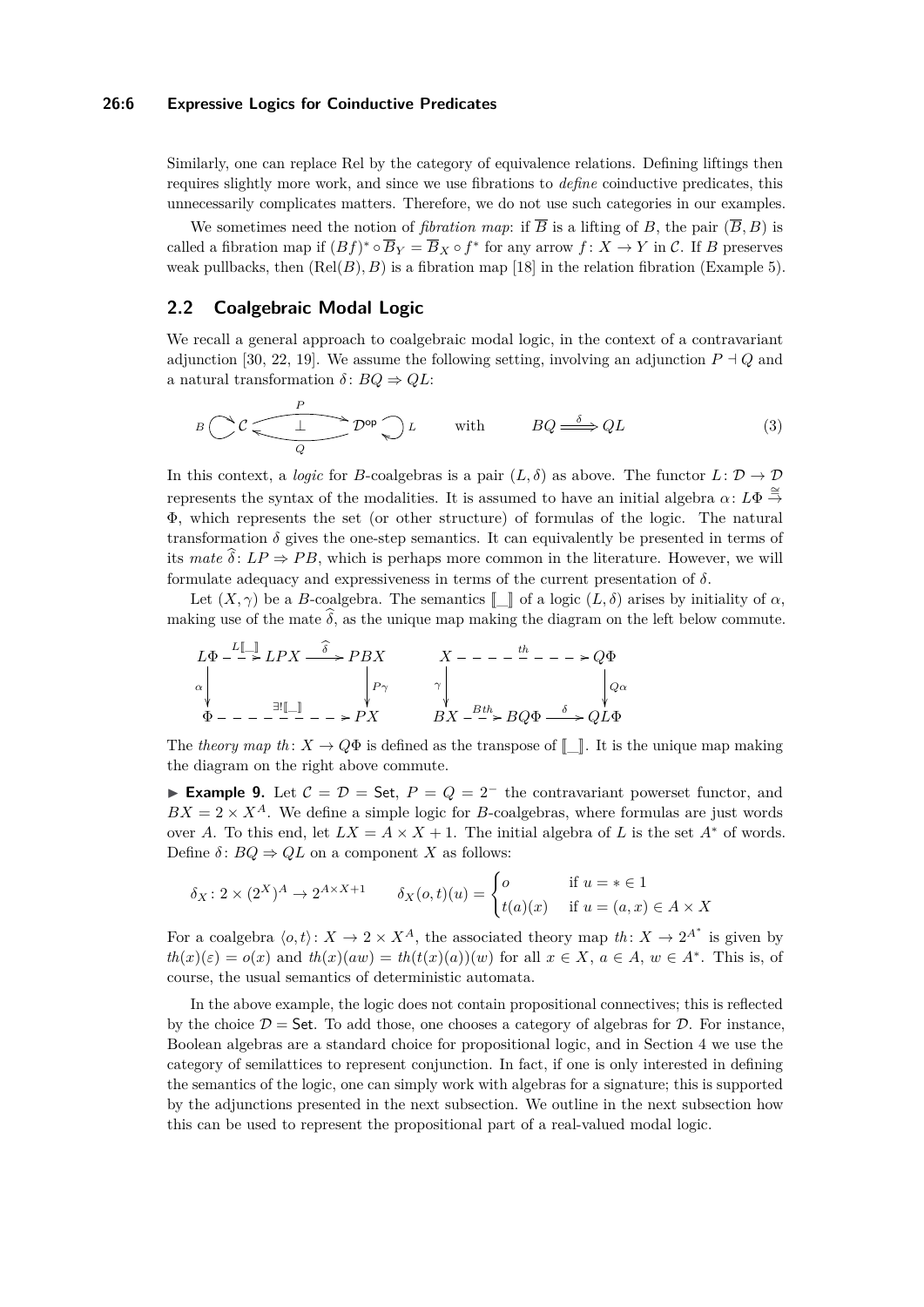Similarly, one can replace Rel by the category of equivalence relations. Defining liftings then requires slightly more work, and since we use fibrations to *define* coinductive predicates, this unnecessarily complicates matters. Therefore, we do not use such categories in our examples.

We sometimes need the notion of *fibration map*: if $\overline{B}$ is a lifting of $B$, the pair $(\overline{B}, B)$ is called a fibration map if $(Bf)^* \circ \overline{B}_Y = \overline{B}_X \circ f^*$ for any arrow $f: X \to Y$ in $\mathcal{C}$. If $B$ preserves weak pullbacks, then $(\mathrm{Rel}(B), B)$ is a fibration map [18] in the relation fibration (Example 5).

## 2.2 Coalgebraic Modal Logic

We recall a general approach to coalgebraic modal logic, in the context of a contravariant adjunction [30, 22, 19]. We assume the following setting, involving an adjunction $P \dashv Q$ and a natural transformation $\delta: BQ \Rightarrow QL$:

$$B \circlearrowright \mathcal{C} \underset{Q}{\overset{P}{\rightleftarrows}} \mathcal{D}^{\mathsf{op}} \circlearrowleft L \qquad \text{with} \qquad BQ \overset{\delta}{\Longrightarrow} QL \tag{3}$$

In this context, a *logic* for $B$-coalgebras is a pair $(L, \delta)$ as above. The functor $L: \mathcal{D} \to \mathcal{D}$ represents the syntax of the modalities. It is assumed to have an initial algebra $\alpha: L\Phi \overset{\cong}{\to} \Phi$, which represents the set (or other structure) of formulas of the logic. The natural transformation $\delta$ gives the one-step semantics. It can equivalently be presented in terms of its *mate* $\widehat{\delta}: LP \Rightarrow PB$, which is perhaps more common in the literature. However, we will formulate adequacy and expressiveness in terms of the current presentation of $\delta$.

Let $(X, \gamma)$ be a $B$-coalgebra. The semantics $[\![\_]\!]$ of a logic $(L, \delta)$ arises by initiality of $\alpha$, making use of the mate $\widehat{\delta}$, as the unique map making the diagram on the left below commute.

$$\begin{array}{ccc} L\Phi \xrightarrow{L[\![\_]\!]} LPX \xrightarrow{\widehat{\delta}} PBX & \qquad & X \xrightarrow{th} Q\Phi \\ \alpha\downarrow \qquad\qquad\qquad \downarrow P\gamma & & \gamma\downarrow \qquad\qquad \downarrow Q\alpha \\ \Phi \xrightarrow{\exists! [\![\_]\!]} PX & & BX \xrightarrow{Bth} BQ\Phi \xrightarrow{\delta} QL\Phi \end{array}$$

The *theory map* $th: X \to Q\Phi$ is defined as the transpose of $[\![\_]\!]$. It is the unique map making the diagram on the right above commute.

▶ **Example 9.** Let $\mathcal{C} = \mathcal{D} = \mathsf{Set}$, $P = Q = 2^-$ the contravariant powerset functor, and $BX = 2 \times X^A$. We define a simple logic for $B$-coalgebras, where formulas are just words over $A$. To this end, let $LX = A \times X + 1$. The initial algebra of $L$ is the set $A^*$ of words. Define $\delta: BQ \Rightarrow QL$ on a component $X$ as follows:

$$\delta_X : 2 \times (2^X)^A \to 2^{A \times X + 1} \qquad \delta_X(o, t)(u) = \begin{cases} o & \text{if } u = * \in 1 \\ t(a)(x) & \text{if } u = (a, x) \in A \times X \end{cases}$$

For a coalgebra $\langle o, t \rangle : X \to 2 \times X^A$, the associated theory map $th: X \to 2^{A^*}$ is given by $th(x)(\varepsilon) = o(x)$ and $th(x)(aw) = th(t(x)(a))(w)$ for all $x \in X$, $a \in A$, $w \in A^*$. This is, of course, the usual semantics of deterministic automata.

In the above example, the logic does not contain propositional connectives; this is reflected by the choice $\mathcal{D} = \mathsf{Set}$. To add those, one chooses a category of algebras for $\mathcal{D}$. For instance, Boolean algebras are a standard choice for propositional logic, and in Section 4 we use the category of semilattices to represent conjunction. In fact, if one is only interested in defining the semantics of the logic, one can simply work with algebras for a signature; this is supported by the adjunctions presented in the next subsection. We outline in the next subsection how this can be used to represent the propositional part of a real-valued modal logic.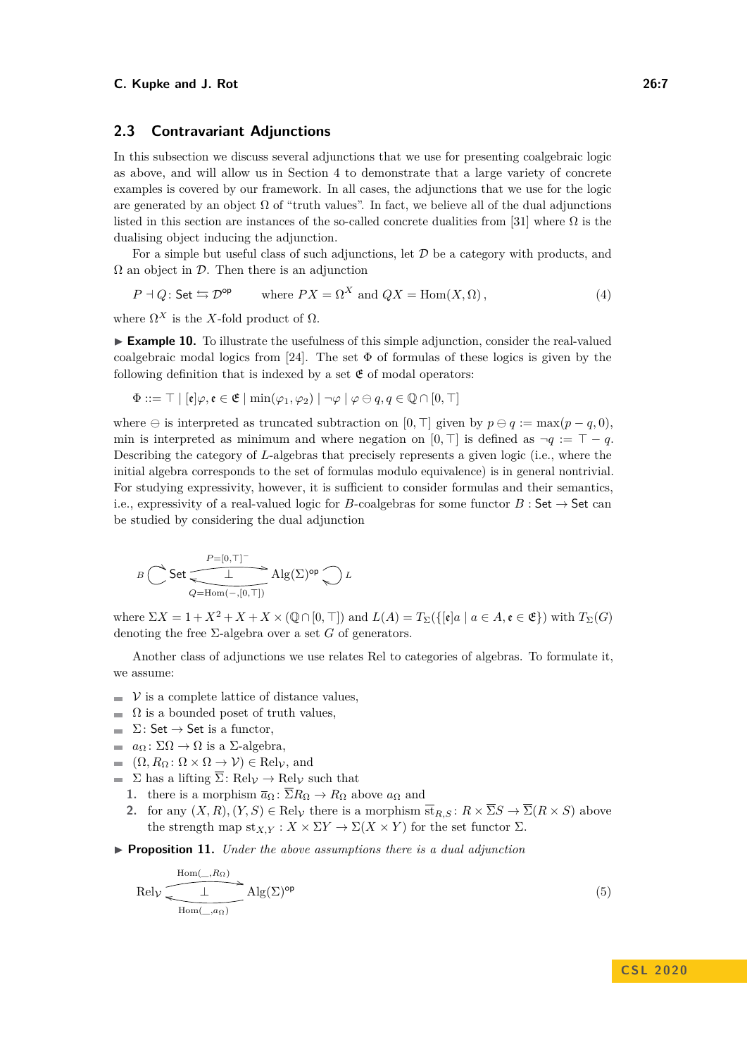## 2.3 Contravariant Adjunctions

In this subsection we discuss several adjunctions that we use for presenting coalgebraic logic as above, and will allow us in Section 4 to demonstrate that a large variety of concrete examples is covered by our framework. In all cases, the adjunctions that we use for the logic are generated by an object $\Omega$ of "truth values". In fact, we believe all of the dual adjunctions listed in this section are instances of the so-called concrete dualities from [31] where $\Omega$ is the dualising object inducing the adjunction.

For a simple but useful class of such adjunctions, let $\mathcal{D}$ be a category with products, and $\Omega$ an object in $\mathcal{D}$. Then there is an adjunction

$$P \dashv Q \colon \mathsf{Set} \leftrightarrows \mathcal{D}^{\mathsf{op}} \qquad \text{where } PX = \Omega^X \text{ and } QX = \mathrm{Hom}(X, \Omega)\,, \tag{4}$$

where $\Omega^X$ is the $X$-fold product of $\Omega$.

▶ **Example 10.** To illustrate the usefulness of this simple adjunction, consider the real-valued coalgebraic modal logics from [24]. The set $\Phi$ of formulas of these logics is given by the following definition that is indexed by a set $\mathfrak{E}$ of modal operators:

$$\Phi ::= \top \mid [\mathfrak{e}]\varphi, \mathfrak{e} \in \mathfrak{E} \mid \min(\varphi_1, \varphi_2) \mid \neg\varphi \mid \varphi \ominus q, q \in \mathbb{Q} \cap [0, \top]$$

where $\ominus$ is interpreted as truncated subtraction on $[0, \top]$ given by $p \ominus q := \max(p - q, 0)$, min is interpreted as minimum and where negation on $[0, \top]$ is defined as $\neg q := \top - q$. Describing the category of $L$-algebras that precisely represents a given logic (i.e., where the initial algebra corresponds to the set of formulas modulo equivalence) is in general nontrivial. For studying expressivity, however, it is sufficient to consider formulas and their semantics, i.e., expressivity of a real-valued logic for $B$-coalgebras for some functor $B : \mathsf{Set} \to \mathsf{Set}$ can be studied by considering the dual adjunction

$$B \circlearrowright \mathsf{Set} \underset{Q = \mathrm{Hom}(-, [0,\top])}{\overset{P = [0,\top]^-}{\rightleftarrows}} \mathrm{Alg}(\Sigma)^{\mathsf{op}} \circlearrowleft L \qquad (\bot)$$

where $\Sigma X = 1 + X^2 + X + X \times (\mathbb{Q} \cap [0, \top])$ and $L(A) = T_\Sigma(\{[\mathfrak{e}]a \mid a \in A, \mathfrak{e} \in \mathfrak{E}\})$ with $T_\Sigma(G)$ denoting the free $\Sigma$-algebra over a set $G$ of generators.

Another class of adjunctions we use relates Rel to categories of algebras. To formulate it, we assume:

- $\mathcal{V}$ is a complete lattice of distance values,
- $\Omega$ is a bounded poset of truth values,
- $\Sigma \colon \mathsf{Set} \to \mathsf{Set}$ is a functor,
- $a_\Omega \colon \Sigma\Omega \to \Omega$ is a $\Sigma$-algebra,
- $(\Omega, R_\Omega \colon \Omega \times \Omega \to \mathcal{V}) \in \mathrm{Rel}_\mathcal{V}$, and
- $\Sigma$ has a lifting $\overline{\Sigma}\colon \mathrm{Rel}_\mathcal{V} \to \mathrm{Rel}_\mathcal{V}$ such that
  1. there is a morphism $\overline{a}_\Omega \colon \overline{\Sigma}R_\Omega \to R_\Omega$ above $a_\Omega$ and
  2. for any $(X, R), (Y, S) \in \mathrm{Rel}_\mathcal{V}$ there is a morphism $\overline{\mathrm{st}}_{R,S} \colon R \times \overline{\Sigma}S \to \overline{\Sigma}(R \times S)$ above the strength map $\mathrm{st}_{X,Y} : X \times \Sigma Y \to \Sigma(X \times Y)$ for the set functor $\Sigma$.

▶ **Proposition 11.** *Under the above assumptions there is a dual adjunction*

$$\mathrm{Rel}_\mathcal{V} \underset{\mathrm{Hom}(\_, a_\Omega)}{\overset{\mathrm{Hom}(\_, R_\Omega)}{\rightleftarrows}} \mathrm{Alg}(\Sigma)^{\mathsf{op}} \qquad (\bot) \tag{5}$$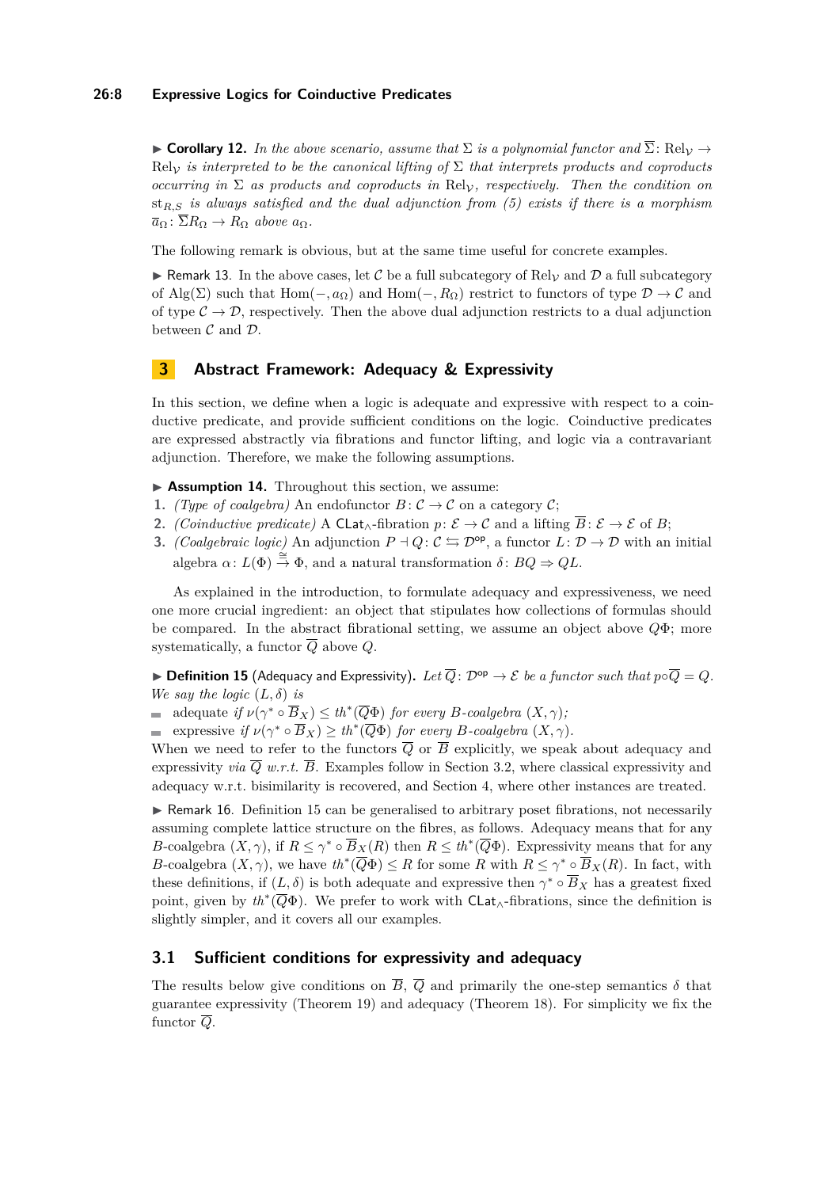▶ **Corollary 12.** *In the above scenario, assume that $\Sigma$ is a polynomial functor and $\overline{\Sigma}\colon \mathrm{Rel}_{\mathcal{V}} \to \mathrm{Rel}_{\mathcal{V}}$ is interpreted to be the canonical lifting of $\Sigma$ that interprets products and coproducts occurring in $\Sigma$ as products and coproducts in $\mathrm{Rel}_{\mathcal{V}}$, respectively. Then the condition on $\mathrm{st}_{R,S}$ is always satisfied and the dual adjunction from (5) exists if there is a morphism $\overline{a}_\Omega\colon \overline{\Sigma}R_\Omega \to R_\Omega$ above $a_\Omega$.*

The following remark is obvious, but at the same time useful for concrete examples.

▶ Remark 13. In the above cases, let $\mathcal{C}$ be a full subcategory of $\mathrm{Rel}_{\mathcal{V}}$ and $\mathcal{D}$ a full subcategory of $\mathrm{Alg}(\Sigma)$ such that $\mathrm{Hom}(-, a_\Omega)$ and $\mathrm{Hom}(-, R_\Omega)$ restrict to functors of type $\mathcal{D} \to \mathcal{C}$ and of type $\mathcal{C} \to \mathcal{D}$, respectively. Then the above dual adjunction restricts to a dual adjunction between $\mathcal{C}$ and $\mathcal{D}$.

## 3 Abstract Framework: Adequacy & Expressivity

In this section, we define when a logic is adequate and expressive with respect to a coinductive predicate, and provide sufficient conditions on the logic. Coinductive predicates are expressed abstractly via fibrations and functor lifting, and logic via a contravariant adjunction. Therefore, we make the following assumptions.

▶ **Assumption 14.** Throughout this section, we assume:

1. *(Type of coalgebra)* An endofunctor $B\colon \mathcal{C} \to \mathcal{C}$ on a category $\mathcal{C}$;
2. *(Coinductive predicate)* A $\mathsf{CLat}_\wedge$-fibration $p\colon \mathcal{E} \to \mathcal{C}$ and a lifting $\overline{B}\colon \mathcal{E} \to \mathcal{E}$ of $B$;
3. *(Coalgebraic logic)* An adjunction $P \dashv Q\colon \mathcal{C} \leftrightarrows \mathcal{D}^{\mathsf{op}}$, a functor $L\colon \mathcal{D} \to \mathcal{D}$ with an initial algebra $\alpha\colon L(\Phi) \xrightarrow{\cong} \Phi$, and a natural transformation $\delta\colon BQ \Rightarrow QL$.

As explained in the introduction, to formulate adequacy and expressiveness, we need one more crucial ingredient: an object that stipulates how collections of formulas should be compared. In the abstract fibrational setting, we assume an object above $Q\Phi$; more systematically, a functor $\overline{Q}$ above $Q$.

▶ **Definition 15** (Adequacy and Expressivity). *Let $\overline{Q}\colon \mathcal{D}^{\mathsf{op}} \to \mathcal{E}$ be a functor such that $p \circ \overline{Q} = Q$. We say the logic $(L, \delta)$ is*

- adequate *if $\nu(\gamma^* \circ \overline{B}_X) \leq th^*(\overline{Q}\Phi)$ for every $B$-coalgebra $(X, \gamma)$;*
- expressive *if $\nu(\gamma^* \circ \overline{B}_X) \geq th^*(\overline{Q}\Phi)$ for every $B$-coalgebra $(X, \gamma)$.*

When we need to refer to the functors $\overline{Q}$ or $\overline{B}$ explicitly, we speak about adequacy and expressivity *via* $\overline{Q}$ *w.r.t.* $\overline{B}$. Examples follow in Section 3.2, where classical expressivity and adequacy w.r.t. bisimilarity is recovered, and Section 4, where other instances are treated.

▶ Remark 16. Definition 15 can be generalised to arbitrary poset fibrations, not necessarily assuming complete lattice structure on the fibres, as follows. Adequacy means that for any $B$-coalgebra $(X, \gamma)$, if $R \leq \gamma^* \circ \overline{B}_X(R)$ then $R \leq th^*(\overline{Q}\Phi)$. Expressivity means that for any $B$-coalgebra $(X, \gamma)$, we have $th^*(\overline{Q}\Phi) \leq R$ for some $R$ with $R \leq \gamma^* \circ \overline{B}_X(R)$. In fact, with these definitions, if $(L, \delta)$ is both adequate and expressive then $\gamma^* \circ \overline{B}_X$ has a greatest fixed point, given by $th^*(\overline{Q}\Phi)$. We prefer to work with $\mathsf{CLat}_\wedge$-fibrations, since the definition is slightly simpler, and it covers all our examples.

### 3.1 Sufficient conditions for expressivity and adequacy

The results below give conditions on $\overline{B}$, $\overline{Q}$ and primarily the one-step semantics $\delta$ that guarantee expressivity (Theorem 19) and adequacy (Theorem 18). For simplicity we fix the functor $\overline{Q}$.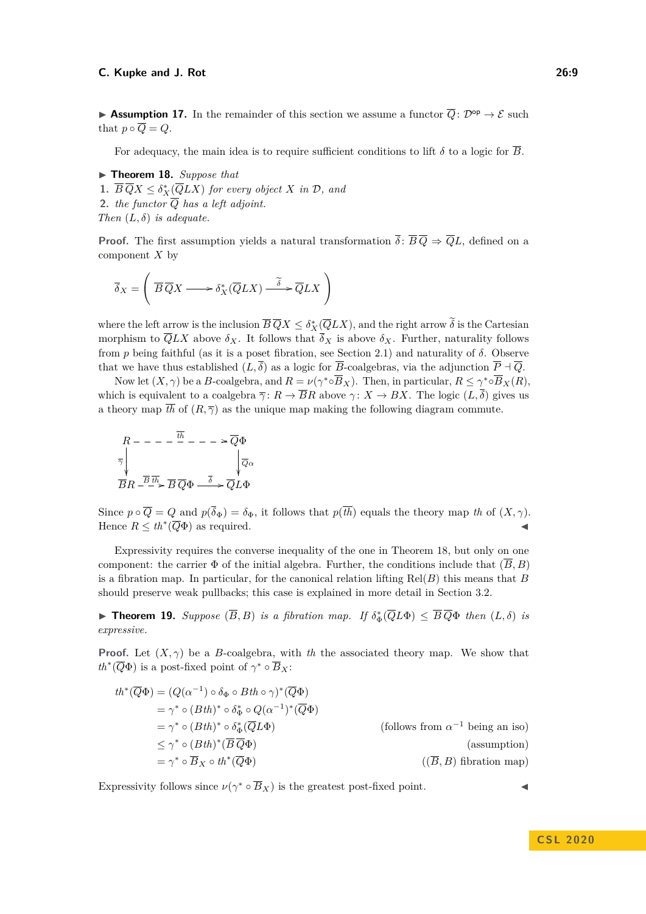▶ **Assumption 17.** In the remainder of this section we assume a functor $\overline{Q}\colon \mathcal{D}^{\mathrm{op}} \to \mathcal{E}$ such that $p \circ \overline{Q} = Q$.

For adequacy, the main idea is to require sufficient conditions to lift $\delta$ to a logic for $\overline{B}$.

▶ **Theorem 18.** *Suppose that*

1. $\overline{B}\,\overline{Q}X \leq \delta_X^*(\overline{Q}LX)$ *for every object $X$ in $\mathcal{D}$, and*
2. *the functor $\overline{Q}$ has a left adjoint.*

*Then $(L, \delta)$ is adequate.*

**Proof.** The first assumption yields a natural transformation $\overline{\delta}\colon \overline{B}\,\overline{Q} \Rightarrow \overline{Q}L$, defined on a component $X$ by

$$\overline{\delta}_X = \left( \overline{B}\,\overline{Q}X \longrightarrow \delta_X^*(\overline{Q}LX) \xrightarrow{\widetilde{\delta}} \overline{Q}LX \right)$$

where the left arrow is the inclusion $\overline{B}\,\overline{Q}X \leq \delta_X^*(\overline{Q}LX)$, and the right arrow $\widetilde{\delta}$ is the Cartesian morphism to $\overline{Q}LX$ above $\delta_X$. It follows that $\overline{\delta}_X$ is above $\delta_X$. Further, naturality follows from $p$ being faithful (as it is a poset fibration, see Section 2.1) and naturality of $\delta$. Observe that we have thus established $(L, \overline{\delta})$ as a logic for $\overline{B}$-coalgebras, via the adjunction $\overline{P} \dashv \overline{Q}$.

Now let $(X, \gamma)$ be a $B$-coalgebra, and $R = \nu(\gamma^* \circ \overline{B}_X)$. Then, in particular, $R \leq \gamma^* \circ \overline{B}_X(R)$, which is equivalent to a coalgebra $\overline{\gamma}\colon R \to \overline{B}R$ above $\gamma\colon X \to BX$. The logic $(L, \overline{\delta})$ gives us a theory map $\overline{th}$ of $(R, \overline{\gamma})$ as the unique map making the following diagram commute.

$$\begin{array}{ccccc}
R & \overset{\overline{th}}{\dashrightarrow} & & & \overline{Q}\Phi \\
\downarrow{\scriptstyle \overline{\gamma}} & & & & \downarrow{\scriptstyle \overline{Q}\alpha} \\
\overline{B}R & \overset{\overline{B}\,\overline{th}}{\dashrightarrow} & \overline{B}\,\overline{Q}\Phi & \xrightarrow{\overline{\delta}} & \overline{Q}L\Phi
\end{array}$$

Since $p \circ \overline{Q} = Q$ and $p(\overline{\delta}_\Phi) = \delta_\Phi$, it follows that $p(\overline{th})$ equals the theory map $th$ of $(X, \gamma)$. Hence $R \leq th^*(\overline{Q}\Phi)$ as required. ◀

Expressivity requires the converse inequality of the one in Theorem 18, but only on one component: the carrier $\Phi$ of the initial algebra. Further, the conditions include that $(\overline{B}, B)$ is a fibration map. In particular, for the canonical relation lifting $\mathrm{Rel}(B)$ this means that $B$ should preserve weak pullbacks; this case is explained in more detail in Section 3.2.

▶ **Theorem 19.** *Suppose $(\overline{B}, B)$ is a fibration map. If $\delta_\Phi^*(\overline{Q}L\Phi) \leq \overline{B}\,\overline{Q}\Phi$ then $(L, \delta)$ is expressive.*

**Proof.** Let $(X, \gamma)$ be a $B$-coalgebra, with $th$ the associated theory map. We show that $th^*(\overline{Q}\Phi)$ is a post-fixed point of $\gamma^* \circ \overline{B}_X$:

$$\begin{aligned}
th^*(\overline{Q}\Phi) &= (Q(\alpha^{-1}) \circ \delta_\Phi \circ Bth \circ \gamma)^*(\overline{Q}\Phi) \\
&= \gamma^* \circ (Bth)^* \circ \delta_\Phi^* \circ Q(\alpha^{-1})^*(\overline{Q}\Phi) \\
&= \gamma^* \circ (Bth)^* \circ \delta_\Phi^*(\overline{Q}L\Phi) && \text{(follows from } \alpha^{-1} \text{ being an iso)} \\
&\leq \gamma^* \circ (Bth)^*(\overline{B}\,\overline{Q}\Phi) && \text{(assumption)} \\
&= \gamma^* \circ \overline{B}_X \circ th^*(\overline{Q}\Phi) && ((\overline{B}, B) \text{ fibration map})
\end{aligned}$$

Expressivity follows since $\nu(\gamma^* \circ \overline{B}_X)$ is the greatest post-fixed point. ◀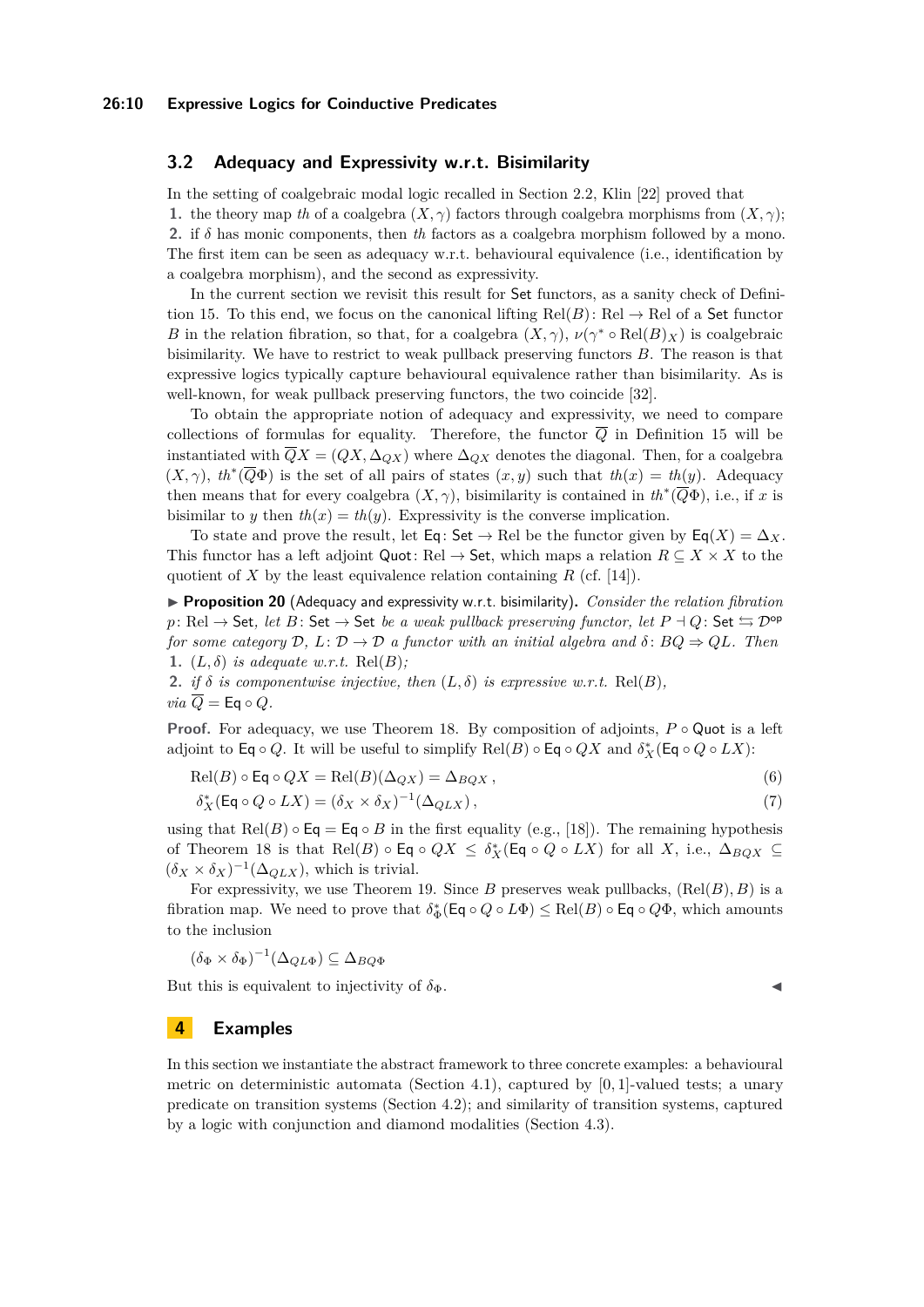## 3.2 Adequacy and Expressivity w.r.t. Bisimilarity

In the setting of coalgebraic modal logic recalled in Section 2.2, Klin [22] proved that

1. the theory map $th$ of a coalgebra $(X, \gamma)$ factors through coalgebra morphisms from $(X, \gamma)$;
2. if $\delta$ has monic components, then $th$ factors as a coalgebra morphism followed by a mono.

The first item can be seen as adequacy w.r.t. behavioural equivalence (i.e., identification by a coalgebra morphism), and the second as expressivity.

In the current section we revisit this result for $\mathsf{Set}$ functors, as a sanity check of Definition 15. To this end, we focus on the canonical lifting $\mathrm{Rel}(B) \colon \mathrm{Rel} \to \mathrm{Rel}$ of a $\mathsf{Set}$ functor $B$ in the relation fibration, so that, for a coalgebra $(X, \gamma)$, $\nu(\gamma^* \circ \mathrm{Rel}(B)_X)$ is coalgebraic bisimilarity. We have to restrict to weak pullback preserving functors $B$. The reason is that expressive logics typically capture behavioural equivalence rather than bisimilarity. As is well-known, for weak pullback preserving functors, the two coincide [32].

To obtain the appropriate notion of adequacy and expressivity, we need to compare collections of formulas for equality. Therefore, the functor $\overline{Q}$ in Definition 15 will be instantiated with $\overline{Q}X = (QX, \Delta_{QX})$ where $\Delta_{QX}$ denotes the diagonal. Then, for a coalgebra $(X, \gamma)$, $th^*(\overline{Q}\Phi)$ is the set of all pairs of states $(x, y)$ such that $th(x) = th(y)$. Adequacy then means that for every coalgebra $(X, \gamma)$, bisimilarity is contained in $th^*(\overline{Q}\Phi)$, i.e., if $x$ is bisimilar to $y$ then $th(x) = th(y)$. Expressivity is the converse implication.

To state and prove the result, let $\mathsf{Eq} \colon \mathsf{Set} \to \mathrm{Rel}$ be the functor given by $\mathsf{Eq}(X) = \Delta_X$. This functor has a left adjoint $\mathsf{Quot} \colon \mathrm{Rel} \to \mathsf{Set}$, which maps a relation $R \subseteq X \times X$ to the quotient of $X$ by the least equivalence relation containing $R$ (cf. [14]).

▶ **Proposition 20** (Adequacy and expressivity w.r.t. bisimilarity)**.** *Consider the relation fibration $p \colon \mathrm{Rel} \to \mathsf{Set}$, let $B \colon \mathsf{Set} \to \mathsf{Set}$ be a weak pullback preserving functor, let $P \dashv Q \colon \mathsf{Set} \leftrightarrows \mathcal{D}^{\mathsf{op}}$ for some category $\mathcal{D}$, $L \colon \mathcal{D} \to \mathcal{D}$ a functor with an initial algebra and $\delta \colon BQ \Rightarrow QL$. Then*

1. *$(L, \delta)$ is adequate w.r.t. $\mathrm{Rel}(B)$;*
2. *if $\delta$ is componentwise injective, then $(L, \delta)$ is expressive w.r.t. $\mathrm{Rel}(B)$,*

*via $\overline{Q} = \mathsf{Eq} \circ Q$.*

**Proof.** For adequacy, we use Theorem 18. By composition of adjoints, $P \circ \mathsf{Quot}$ is a left adjoint to $\mathsf{Eq} \circ Q$. It will be useful to simplify $\mathrm{Rel}(B) \circ \mathsf{Eq} \circ QX$ and $\delta_X^*(\mathsf{Eq} \circ Q \circ LX)$:

$$\mathrm{Rel}(B) \circ \mathsf{Eq} \circ QX = \mathrm{Rel}(B)(\Delta_{QX}) = \Delta_{BQX}\,, \tag{6}$$

$$\delta_X^*(\mathsf{Eq} \circ Q \circ LX) = (\delta_X \times \delta_X)^{-1}(\Delta_{QLX})\,, \tag{7}$$

using that $\mathrm{Rel}(B) \circ \mathsf{Eq} = \mathsf{Eq} \circ B$ in the first equality (e.g., [18]). The remaining hypothesis of Theorem 18 is that $\mathrm{Rel}(B) \circ \mathsf{Eq} \circ QX \le \delta_X^*(\mathsf{Eq} \circ Q \circ LX)$ for all $X$, i.e., $\Delta_{BQX} \subseteq (\delta_X \times \delta_X)^{-1}(\Delta_{QLX})$, which is trivial.

For expressivity, we use Theorem 19. Since $B$ preserves weak pullbacks, $(\mathrm{Rel}(B), B)$ is a fibration map. We need to prove that $\delta_\Phi^*(\mathsf{Eq} \circ Q \circ L\Phi) \le \mathrm{Rel}(B) \circ \mathsf{Eq} \circ Q\Phi$, which amounts to the inclusion

$$(\delta_\Phi \times \delta_\Phi)^{-1}(\Delta_{QL\Phi}) \subseteq \Delta_{BQ\Phi}$$

But this is equivalent to injectivity of $\delta_\Phi$. ◀

# 4 Examples

In this section we instantiate the abstract framework to three concrete examples: a behavioural metric on deterministic automata (Section 4.1), captured by $[0, 1]$-valued tests; a unary predicate on transition systems (Section 4.2); and similarity of transition systems, captured by a logic with conjunction and diamond modalities (Section 4.3).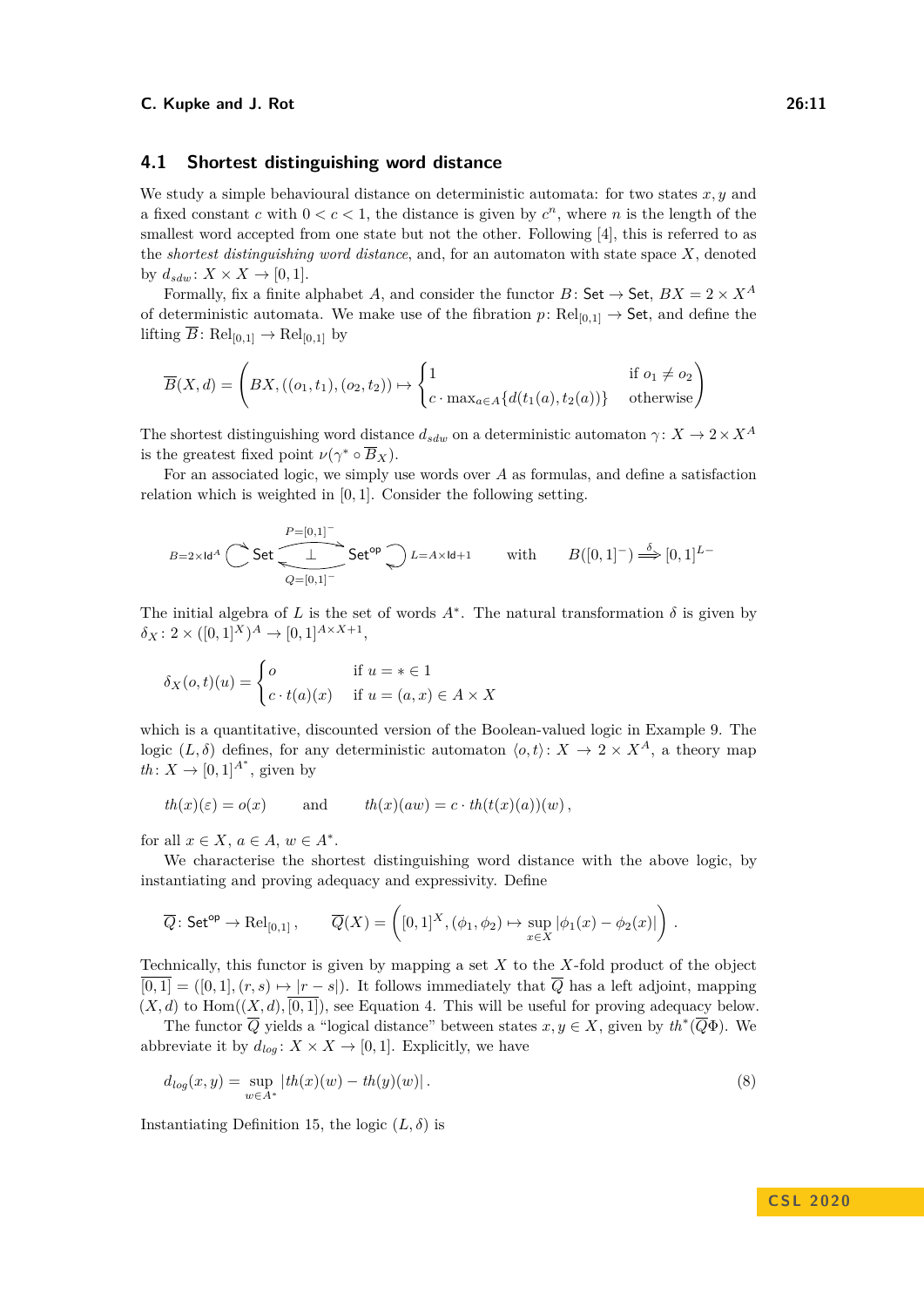## 4.1 Shortest distinguishing word distance

We study a simple behavioural distance on deterministic automata: for two states $x, y$ and a fixed constant $c$ with $0 < c < 1$, the distance is given by $c^n$, where $n$ is the length of the smallest word accepted from one state but not the other. Following [4], this is referred to as the *shortest distinguishing word distance*, and, for an automaton with state space $X$, denoted by $d_{sdw} \colon X \times X \to [0,1]$.

Formally, fix a finite alphabet $A$, and consider the functor $B \colon \mathsf{Set} \to \mathsf{Set}$, $BX = 2 \times X^A$ of deterministic automata. We make use of the fibration $p \colon \mathrm{Rel}_{[0,1]} \to \mathsf{Set}$, and define the lifting $\overline{B} \colon \mathrm{Rel}_{[0,1]} \to \mathrm{Rel}_{[0,1]}$ by

$$\overline{B}(X,d) = \left( BX, ((o_1,t_1),(o_2,t_2)) \mapsto \begin{cases} 1 & \text{if } o_1 \neq o_2 \\ c \cdot \max_{a \in A}\{d(t_1(a), t_2(a))\} & \text{otherwise} \end{cases} \right)$$

The shortest distinguishing word distance $d_{sdw}$ on a deterministic automaton $\gamma \colon X \to 2 \times X^A$ is the greatest fixed point $\nu(\gamma^* \circ \overline{B}_X)$.

For an associated logic, we simply use words over $A$ as formulas, and define a satisfaction relation which is weighted in $[0,1]$. Consider the following setting.

$$B{=}2{\times}\mathsf{Id}^A \circlearrowright \mathsf{Set} \underset{Q=[0,1]^-}{\overset{P=[0,1]^-}{\rightleftarrows}} \mathsf{Set}^{\mathsf{op}} \circlearrowleft L{=}A{\times}\mathsf{Id}{+}1 \qquad \text{with} \qquad B([0,1]^-) \overset{\delta}{\Longrightarrow} [0,1]^{L-}$$

The initial algebra of $L$ is the set of words $A^*$. The natural transformation $\delta$ is given by $\delta_X \colon 2 \times ([0,1]^X)^A \to [0,1]^{A \times X + 1}$,

$$\delta_X(o,t)(u) = \begin{cases} o & \text{if } u = * \in 1 \\ c \cdot t(a)(x) & \text{if } u = (a,x) \in A \times X \end{cases}$$

which is a quantitative, discounted version of the Boolean-valued logic in Example 9. The logic $(L, \delta)$ defines, for any deterministic automaton $\langle o, t \rangle \colon X \to 2 \times X^A$, a theory map $th \colon X \to [0,1]^{A^*}$, given by

$$th(x)(\varepsilon) = o(x) \qquad \text{and} \qquad th(x)(aw) = c \cdot th(t(x)(a))(w)\,,$$

for all $x \in X$, $a \in A$, $w \in A^*$.

We characterise the shortest distinguishing word distance with the above logic, by instantiating and proving adequacy and expressivity. Define

$$\overline{Q} \colon \mathsf{Set}^{\mathsf{op}} \to \mathrm{Rel}_{[0,1]}\,, \qquad \overline{Q}(X) = \left( [0,1]^X, (\phi_1, \phi_2) \mapsto \sup_{x \in X} |\phi_1(x) - \phi_2(x)| \right).$$

Technically, this functor is given by mapping a set $X$ to the $X$-fold product of the object $\overline{[0,1]} = ([0,1], (r,s) \mapsto |r - s|)$. It follows immediately that $\overline{Q}$ has a left adjoint, mapping $(X,d)$ to $\mathrm{Hom}((X,d), \overline{[0,1]})$, see Equation 4. This will be useful for proving adequacy below.

The functor $\overline{Q}$ yields a "logical distance" between states $x, y \in X$, given by $th^*(\overline{Q}\Phi)$. We abbreviate it by $d_{log} \colon X \times X \to [0,1]$. Explicitly, we have

$$d_{log}(x,y) = \sup_{w \in A^*} |th(x)(w) - th(y)(w)|\,. \tag{8}$$

Instantiating Definition 15, the logic $(L, \delta)$ is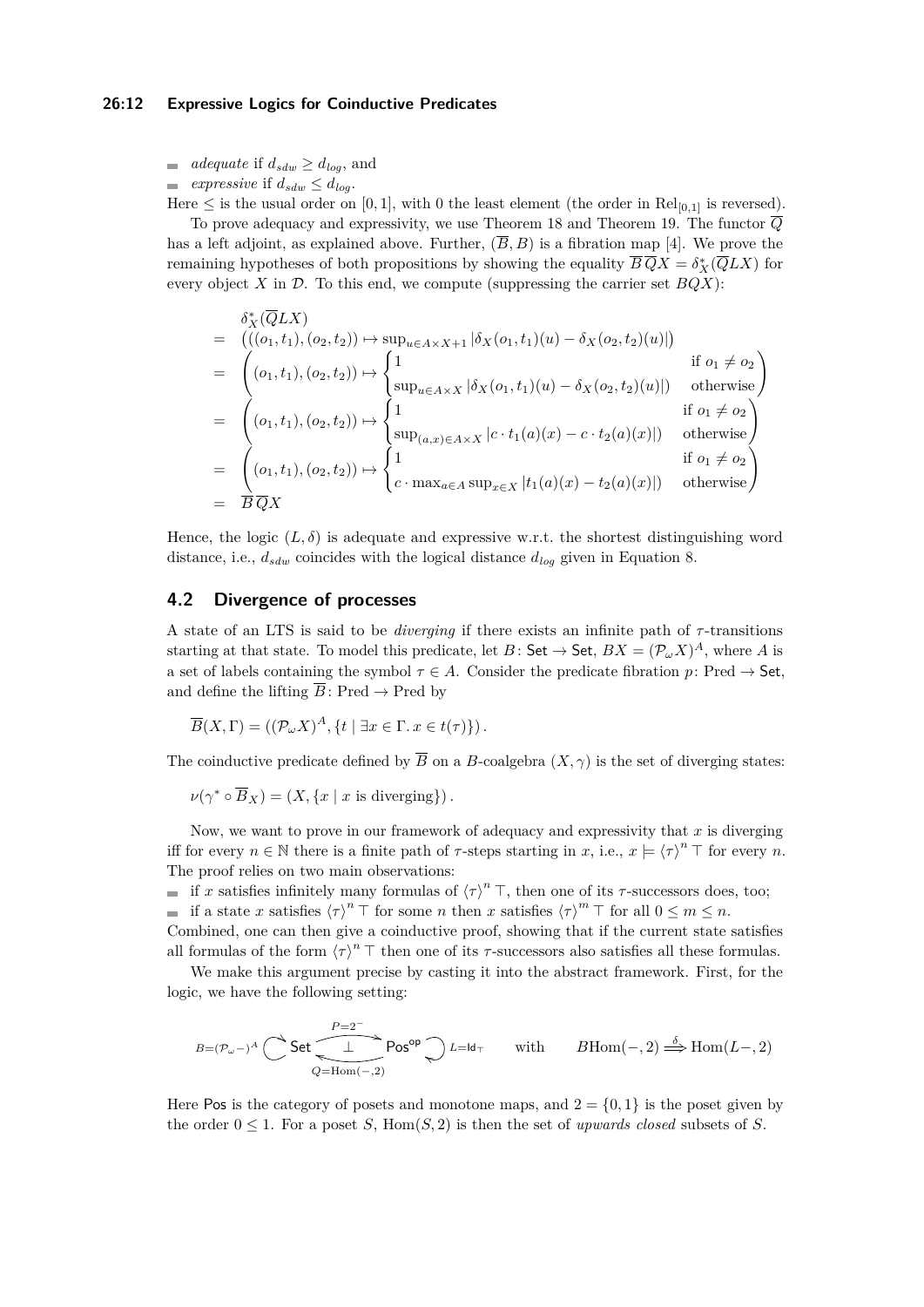- *adequate* if $d_{sdw} \geq d_{log}$, and
- *expressive* if $d_{sdw} \leq d_{log}$.

Here $\leq$ is the usual order on $[0,1]$, with 0 the least element (the order in $\mathrm{Rel}_{[0,1]}$ is reversed).

To prove adequacy and expressivity, we use Theorem 18 and Theorem 19. The functor $\overline{Q}$ has a left adjoint, as explained above. Further, $(\overline{B}, B)$ is a fibration map [4]. We prove the remaining hypotheses of both propositions by showing the equality $\overline{B}\,\overline{Q}X = \delta_X^*(\overline{Q}LX)$ for every object $X$ in $\mathcal{D}$. To this end, we compute (suppressing the carrier set $BQX$):

$$
\begin{aligned}
&\delta_X^*(\overline{Q}LX) \\
=\ & \left(((o_1,t_1),(o_2,t_2)) \mapsto \sup_{u \in A \times X + 1} |\delta_X(o_1,t_1)(u) - \delta_X(o_2,t_2)(u)|\right) \\
=\ & \left((o_1,t_1),(o_2,t_2)) \mapsto \begin{cases} 1 & \text{if } o_1 \neq o_2 \\ \sup_{u \in A \times X} |\delta_X(o_1,t_1)(u) - \delta_X(o_2,t_2)(u)|) & \text{otherwise} \end{cases}\right) \\
=\ & \left((o_1,t_1),(o_2,t_2)) \mapsto \begin{cases} 1 & \text{if } o_1 \neq o_2 \\ \sup_{(a,x) \in A \times X} |c \cdot t_1(a)(x) - c \cdot t_2(a)(x)|) & \text{otherwise} \end{cases}\right) \\
=\ & \left((o_1,t_1),(o_2,t_2)) \mapsto \begin{cases} 1 & \text{if } o_1 \neq o_2 \\ c \cdot \max_{a \in A} \sup_{x \in X} |t_1(a)(x) - t_2(a)(x)|) & \text{otherwise} \end{cases}\right) \\
=\ & \overline{B}\,\overline{Q}X
\end{aligned}
$$

Hence, the logic $(L, \delta)$ is adequate and expressive w.r.t. the shortest distinguishing word distance, i.e., $d_{sdw}$ coincides with the logical distance $d_{log}$ given in Equation 8.

## 4.2 Divergence of processes

A state of an LTS is said to be *diverging* if there exists an infinite path of $\tau$-transitions starting at that state. To model this predicate, let $B\colon \mathsf{Set} \to \mathsf{Set}$, $BX = (\mathcal{P}_\omega X)^A$, where $A$ is a set of labels containing the symbol $\tau \in A$. Consider the predicate fibration $p\colon \mathrm{Pred} \to \mathsf{Set}$, and define the lifting $\overline{B}\colon \mathrm{Pred} \to \mathrm{Pred}$ by

$$\overline{B}(X, \Gamma) = ((\mathcal{P}_\omega X)^A, \{t \mid \exists x \in \Gamma.\, x \in t(\tau)\})\,.$$

The coinductive predicate defined by $\overline{B}$ on a $B$-coalgebra $(X, \gamma)$ is the set of diverging states:

$$\nu(\gamma^* \circ \overline{B}_X) = (X, \{x \mid x \text{ is diverging}\})\,.$$

Now, we want to prove in our framework of adequacy and expressivity that $x$ is diverging iff for every $n \in \mathbb{N}$ there is a finite path of $\tau$-steps starting in $x$, i.e., $x \models \langle\tau\rangle^n \top$ for every $n$. The proof relies on two main observations:

- if $x$ satisfies infinitely many formulas of $\langle\tau\rangle^n \top$, then one of its $\tau$-successors does, too;
- if a state $x$ satisfies $\langle\tau\rangle^n \top$ for some $n$ then $x$ satisfies $\langle\tau\rangle^m \top$ for all $0 \leq m \leq n$.

Combined, one can then give a coinductive proof, showing that if the current state satisfies all formulas of the form $\langle\tau\rangle^n \top$ then one of its $\tau$-successors also satisfies all these formulas.

We make this argument precise by casting it into the abstract framework. First, for the logic, we have the following setting:

$$B{=}(\mathcal{P}_\omega -)^A \circlearrowright \mathsf{Set} \underset{Q=\mathrm{Hom}(-,2)}{\overset{P=2^-}{\rightleftarrows}} \mathsf{Pos}^{\mathsf{op}} \circlearrowleft L{=}\mathsf{Id}_\top \qquad \text{with} \qquad B\mathrm{Hom}(-,2) \overset{\delta}{\Longrightarrow} \mathrm{Hom}(L-,2)$$

Here $\mathsf{Pos}$ is the category of posets and monotone maps, and $2 = \{0,1\}$ is the poset given by the order $0 \leq 1$. For a poset $S$, $\mathrm{Hom}(S,2)$ is then the set of *upwards closed* subsets of $S$.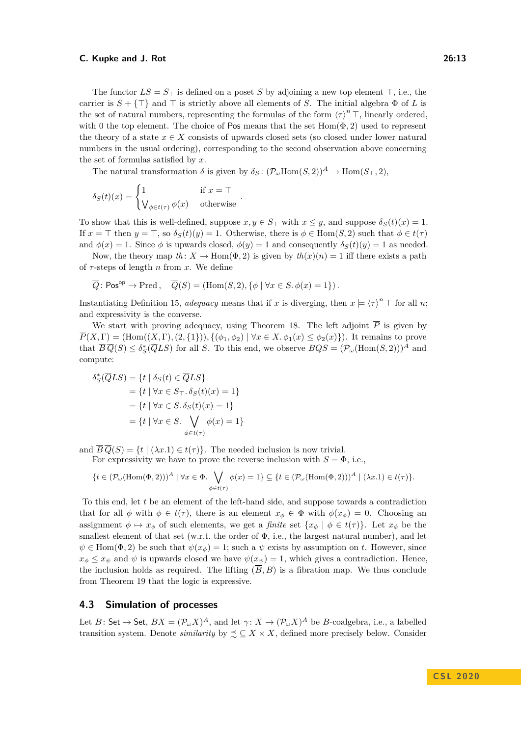The functor $LS = S_\top$ is defined on a poset $S$ by adjoining a new top element $\top$, i.e., the carrier is $S + \{\top\}$ and $\top$ is strictly above all elements of $S$. The initial algebra $\Phi$ of $L$ is the set of natural numbers, representing the formulas of the form $\langle\tau\rangle^n \top$, linearly ordered, with 0 the top element. The choice of $\mathsf{Pos}$ means that the set $\mathrm{Hom}(\Phi, 2)$ used to represent the theory of a state $x \in X$ consists of upwards closed sets (so closed under lower natural numbers in the usual ordering), corresponding to the second observation above concerning the set of formulas satisfied by $x$.

The natural transformation $\delta$ is given by $\delta_S \colon (\mathcal{P}_\omega \mathrm{Hom}(S, 2))^A \to \mathrm{Hom}(S_\top, 2)$,

$$\delta_S(t)(x) = \begin{cases} 1 & \text{if } x = \top \\ \bigvee_{\phi \in t(\tau)} \phi(x) & \text{otherwise} \end{cases}.$$

To show that this is well-defined, suppose $x, y \in S_\top$ with $x \leq y$, and suppose $\delta_S(t)(x) = 1$. If $x = \top$ then $y = \top$, so $\delta_S(t)(y) = 1$. Otherwise, there is $\phi \in \mathrm{Hom}(S, 2)$ such that $\phi \in t(\tau)$ and $\phi(x) = 1$. Since $\phi$ is upwards closed, $\phi(y) = 1$ and consequently $\delta_S(t)(y) = 1$ as needed.

Now, the theory map $th \colon X \to \mathrm{Hom}(\Phi, 2)$ is given by $th(x)(n) = 1$ iff there exists a path of $\tau$-steps of length $n$ from $x$. We define

$$\overline{Q} \colon \mathsf{Pos}^{\mathsf{op}} \to \mathrm{Pred}\,, \quad \overline{Q}(S) = (\mathrm{Hom}(S, 2), \{\phi \mid \forall x \in S.\, \phi(x) = 1\})\,.$$

Instantiating Definition 15, *adequacy* means that if $x$ is diverging, then $x \models \langle\tau\rangle^n \top$ for all $n$; and expressivity is the converse.

We start with proving adequacy, using Theorem 18. The left adjoint $\overline{P}$ is given by $\overline{P}(X, \Gamma) = (\mathrm{Hom}((X, \Gamma), (2, \{1\})), \{(\phi_1, \phi_2) \mid \forall x \in X.\, \phi_1(x) \leq \phi_2(x)\})$. It remains to prove that $\overline{B}\,\overline{Q}(S) \leq \delta^*_S(\overline{Q}LS)$ for all $S$. To this end, we observe $BQS = (\mathcal{P}_\omega(\mathrm{Hom}(S, 2)))^A$ and compute:

$$\begin{aligned}
\delta^*_S(\overline{Q}LS) &= \{t \mid \delta_S(t) \in \overline{Q}LS\} \\
&= \{t \mid \forall x \in S_\top.\, \delta_S(t)(x) = 1\} \\
&= \{t \mid \forall x \in S.\, \delta_S(t)(x) = 1\} \\
&= \{t \mid \forall x \in S.\, \bigvee_{\phi \in t(\tau)} \phi(x) = 1\}
\end{aligned}$$

and $\overline{B}\,\overline{Q}(S) = \{t \mid (\lambda x.1) \in t(\tau)\}$. The needed inclusion is now trivial.

For expressivity we have to prove the reverse inclusion with $S = \Phi$, i.e.,

$$\{t \in (\mathcal{P}_\omega(\mathrm{Hom}(\Phi, 2)))^A \mid \forall x \in \Phi.\, \bigvee_{\phi \in t(\tau)} \phi(x) = 1\} \subseteq \{t \in (\mathcal{P}_\omega(\mathrm{Hom}(\Phi, 2)))^A \mid (\lambda x.1) \in t(\tau)\}.$$

To this end, let $t$ be an element of the left-hand side, and suppose towards a contradiction that for all $\phi$ with $\phi \in t(\tau)$, there is an element $x_\phi \in \Phi$ with $\phi(x_\phi) = 0$. Choosing an assignment $\phi \mapsto x_\phi$ of such elements, we get a *finite* set $\{x_\phi \mid \phi \in t(\tau)\}$. Let $x_\phi$ be the smallest element of that set (w.r.t. the order of $\Phi$, i.e., the largest natural number), and let $\psi \in \mathrm{Hom}(\Phi, 2)$ be such that $\psi(x_\phi) = 1$; such a $\psi$ exists by assumption on $t$. However, since $x_\phi \leq x_\psi$ and $\psi$ is upwards closed we have $\psi(x_\psi) = 1$, which gives a contradiction. Hence, the inclusion holds as required. The lifting $(\overline{B}, B)$ is a fibration map. We thus conclude from Theorem 19 that the logic is expressive.

## 4.3 Simulation of processes

Let $B \colon \mathsf{Set} \to \mathsf{Set}$, $BX = (\mathcal{P}_\omega X)^A$, and let $\gamma \colon X \to (\mathcal{P}_\omega X)^A$ be $B$-coalgebra, i.e., a labelled transition system. Denote *similarity* by $\precsim \subseteq X \times X$, defined more precisely below. Consider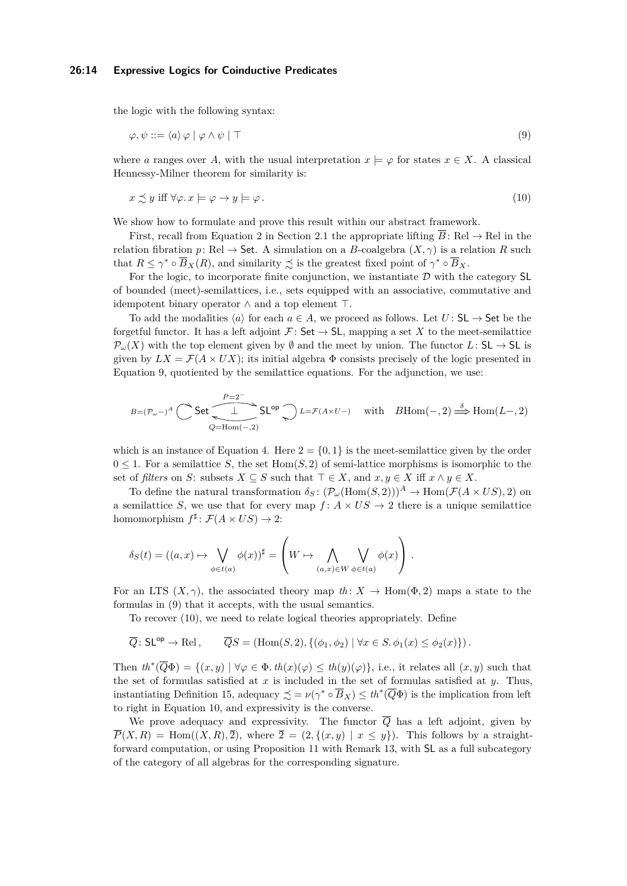the logic with the following syntax:

$$\varphi, \psi ::= \langle a \rangle \varphi \mid \varphi \wedge \psi \mid \top \tag{9}$$

where $a$ ranges over $A$, with the usual interpretation $x \models \varphi$ for states $x \in X$. A classical Hennessy-Milner theorem for similarity is:

$$x \precsim y \text{ iff } \forall \varphi. x \models \varphi \to y \models \varphi\,. \tag{10}$$

We show how to formulate and prove this result within our abstract framework.

First, recall from Equation 2 in Section 2.1 the appropriate lifting $\overline{B}\colon \mathrm{Rel} \to \mathrm{Rel}$ in the relation fibration $p\colon \mathrm{Rel} \to \mathsf{Set}$. A simulation on a $B$-coalgebra $(X, \gamma)$ is a relation $R$ such that $R \le \gamma^* \circ \overline{B}_X(R)$, and similarity $\precsim$ is the greatest fixed point of $\gamma^* \circ \overline{B}_X$.

For the logic, to incorporate finite conjunction, we instantiate $\mathcal{D}$ with the category $\mathsf{SL}$ of bounded (meet)-semilattices, i.e., sets equipped with an associative, commutative and idempotent binary operator $\wedge$ and a top element $\top$.

To add the modalities $\langle a \rangle$ for each $a \in A$, we proceed as follows. Let $U\colon \mathsf{SL} \to \mathsf{Set}$ be the forgetful functor. It has a left adjoint $\mathcal{F}\colon \mathsf{Set} \to \mathsf{SL}$, mapping a set $X$ to the meet-semilattice $\mathcal{P}_\omega(X)$ with the top element given by $\emptyset$ and the meet by union. The functor $L\colon \mathsf{SL} \to \mathsf{SL}$ is given by $LX = \mathcal{F}(A \times UX)$; its initial algebra $\Phi$ consists precisely of the logic presented in Equation 9, quotiented by the semilattice equations. For the adjunction, we use:

$$B{=}(\mathcal{P}_\omega -)^A \circlearrowright \mathsf{Set} \underset{Q=\mathrm{Hom}(-,2)}{\overset{P=2^-}{\rightleftarrows}} \mathsf{SL}^{\mathsf{op}} \circlearrowleft L{=}\mathcal{F}(A \times U-) \quad \text{with} \quad B\mathrm{Hom}(-,2) \overset{\delta}{\Longrightarrow} \mathrm{Hom}(L-,2)$$

which is an instance of Equation 4. Here $2 = \{0,1\}$ is the meet-semilattice given by the order $0 \le 1$. For a semilattice $S$, the set $\mathrm{Hom}(S,2)$ of semi-lattice morphisms is isomorphic to the set of *filters* on $S$: subsets $X \subseteq S$ such that $\top \in X$, and $x, y \in X$ iff $x \wedge y \in X$.

To define the natural transformation $\delta_S\colon (\mathcal{P}_\omega(\mathrm{Hom}(S,2)))^A \to \mathrm{Hom}(\mathcal{F}(A \times US), 2)$ on a semilattice $S$, we use that for every map $f\colon A \times US \to 2$ there is a unique semilattice homomorphism $f^\sharp\colon \mathcal{F}(A \times US) \to 2$:

$$\delta_S(t) = ((a,x) \mapsto \bigvee_{\phi \in t(a)} \phi(x))^\sharp = \left( W \mapsto \bigwedge_{(a,x) \in W} \bigvee_{\phi \in t(a)} \phi(x) \right).$$

For an LTS $(X, \gamma)$, the associated theory map $th\colon X \to \mathrm{Hom}(\Phi, 2)$ maps a state to the formulas in (9) that it accepts, with the usual semantics.

To recover (10), we need to relate logical theories appropriately. Define

$$\overline{Q}\colon \mathsf{SL}^{\mathsf{op}} \to \mathrm{Rel}\,, \qquad \overline{Q}S = (\mathrm{Hom}(S,2), \{(\phi_1, \phi_2) \mid \forall x \in S.\, \phi_1(x) \le \phi_2(x)\})\,.$$

Then $th^*(\overline{Q}\Phi) = \{(x,y) \mid \forall \varphi \in \Phi.\, th(x)(\varphi) \le th(y)(\varphi)\}$, i.e., it relates all $(x,y)$ such that the set of formulas satisfied at $x$ is included in the set of formulas satisfied at $y$. Thus, instantiating Definition 15, adequacy $\precsim = \nu(\gamma^* \circ \overline{B}_X) \le th^*(\overline{Q}\Phi)$ is the implication from left to right in Equation 10, and expressivity is the converse.

We prove adequacy and expressivity. The functor $\overline{Q}$ has a left adjoint, given by $\overline{P}(X,R) = \mathrm{Hom}((X,R), \overline{2})$, where $\overline{2} = (2, \{(x,y) \mid x \le y\})$. This follows by a straightforward computation, or using Proposition 11 with Remark 13, with $\mathsf{SL}$ as a full subcategory of the category of all algebras for the corresponding signature.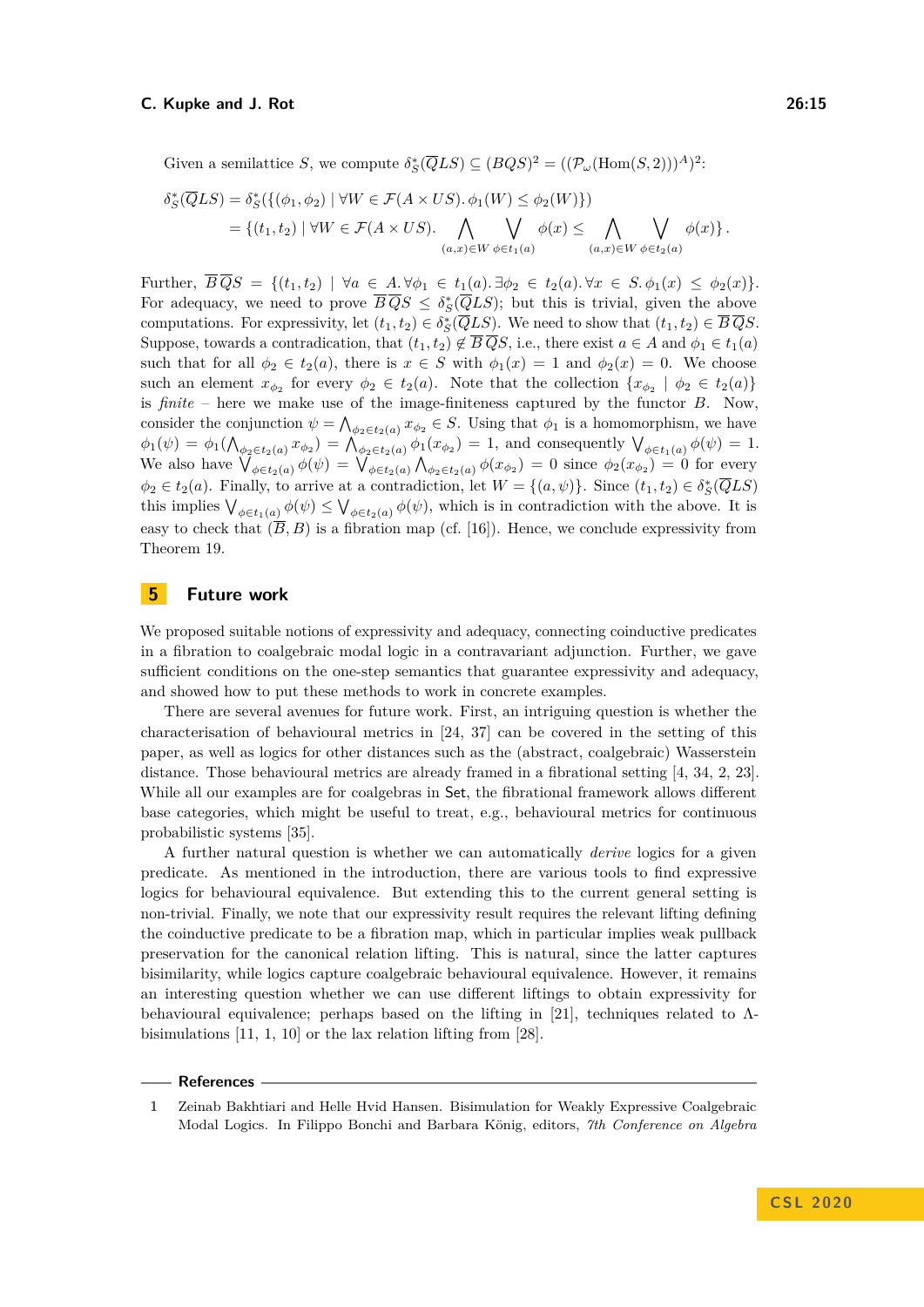Given a semilattice $S$, we compute $\delta^*_S(\overline{Q}LS) \subseteq (BQS)^2 = ((\mathcal{P}_\omega(\mathrm{Hom}(S,2)))^A)^2$:

$$\begin{aligned}\delta^*_S(\overline{Q}LS) &= \delta^*_S(\{(\phi_1,\phi_2) \mid \forall W \in \mathcal{F}(A \times US).\, \phi_1(W) \leq \phi_2(W)\}) \\ &= \{(t_1,t_2) \mid \forall W \in \mathcal{F}(A \times US).\, \bigwedge_{(a,x)\in W} \bigvee_{\phi \in t_1(a)} \phi(x) \leq \bigwedge_{(a,x)\in W} \bigvee_{\phi\in t_2(a)} \phi(x)\}\,.\end{aligned}$$

Further, $\overline{B}\,\overline{Q}S = \{(t_1,t_2) \mid \forall a \in A.\, \forall \phi_1 \in t_1(a).\, \exists \phi_2 \in t_2(a).\, \forall x \in S.\, \phi_1(x) \leq \phi_2(x)\}$. For adequacy, we need to prove $\overline{B}\,\overline{Q}S \leq \delta^*_S(\overline{Q}LS)$; but this is trivial, given the above computations. For expressivity, let $(t_1,t_2) \in \delta^*_S(\overline{Q}LS)$. We need to show that $(t_1,t_2) \in \overline{B}\,\overline{Q}S$. Suppose, towards a contradiction, that $(t_1,t_2) \notin \overline{B}\,\overline{Q}S$, i.e., there exist $a \in A$ and $\phi_1 \in t_1(a)$ such that for all $\phi_2 \in t_2(a)$, there is $x \in S$ with $\phi_1(x) = 1$ and $\phi_2(x) = 0$. We choose such an element $x_{\phi_2}$ for every $\phi_2 \in t_2(a)$. Note that the collection $\{x_{\phi_2} \mid \phi_2 \in t_2(a)\}$ is *finite* – here we make use of the image-finiteness captured by the functor $B$. Now, consider the conjunction $\psi = \bigwedge_{\phi_2 \in t_2(a)} x_{\phi_2} \in S$. Using that $\phi_1$ is a homomorphism, we have $\phi_1(\psi) = \phi_1(\bigwedge_{\phi_2\in t_2(a)} x_{\phi_2}) = \bigwedge_{\phi_2 \in t_2(a)} \phi_1(x_{\phi_2}) = 1$, and consequently $\bigvee_{\phi\in t_1(a)} \phi(\psi) = 1$. We also have $\bigvee_{\phi\in t_2(a)} \phi(\psi) = \bigvee_{\phi \in t_2(a)} \bigwedge_{\phi_2 \in t_2(a)} \phi(x_{\phi_2}) = 0$ since $\phi_2(x_{\phi_2}) = 0$ for every $\phi_2 \in t_2(a)$. Finally, to arrive at a contradiction, let $W = \{(a,\psi)\}$. Since $(t_1,t_2) \in \delta^*_S(\overline{Q}LS)$ this implies $\bigvee_{\phi\in t_1(a)} \phi(\psi) \leq \bigvee_{\phi \in t_2(a)} \phi(\psi)$, which is in contradiction with the above. It is easy to check that $(\overline{B}, B)$ is a fibration map (cf. [16]). Hence, we conclude expressivity from Theorem 19.

## 5 Future work

We proposed suitable notions of expressivity and adequacy, connecting coinductive predicates in a fibration to coalgebraic modal logic in a contravariant adjunction. Further, we gave sufficient conditions on the one-step semantics that guarantee expressivity and adequacy, and showed how to put these methods to work in concrete examples.

There are several avenues for future work. First, an intriguing question is whether the characterisation of behavioural metrics in [24, 37] can be covered in the setting of this paper, as well as logics for other distances such as the (abstract, coalgebraic) Wasserstein distance. Those behavioural metrics are already framed in a fibrational setting [4, 34, 2, 23]. While all our examples are for coalgebras in Set, the fibrational framework allows different base categories, which might be useful to treat, e.g., behavioural metrics for continuous probabilistic systems [35].

A further natural question is whether we can automatically *derive* logics for a given predicate. As mentioned in the introduction, there are various tools to find expressive logics for behavioural equivalence. But extending this to the current general setting is non-trivial. Finally, we note that our expressivity result requires the relevant lifting defining the coinductive predicate to be a fibration map, which in particular implies weak pullback preservation for the canonical relation lifting. This is natural, since the latter captures bisimilarity, while logics capture coalgebraic behavioural equivalence. However, it remains an interesting question whether we can use different liftings to obtain expressivity for behavioural equivalence; perhaps based on the lifting in [21], techniques related to Λ-bisimulations [11, 1, 10] or the lax relation lifting from [28].

## References

1 Zeinab Bakhtiari and Helle Hvid Hansen. Bisimulation for Weakly Expressive Coalgebraic Modal Logics. In Filippo Bonchi and Barbara König, editors, *7th Conference on Algebra*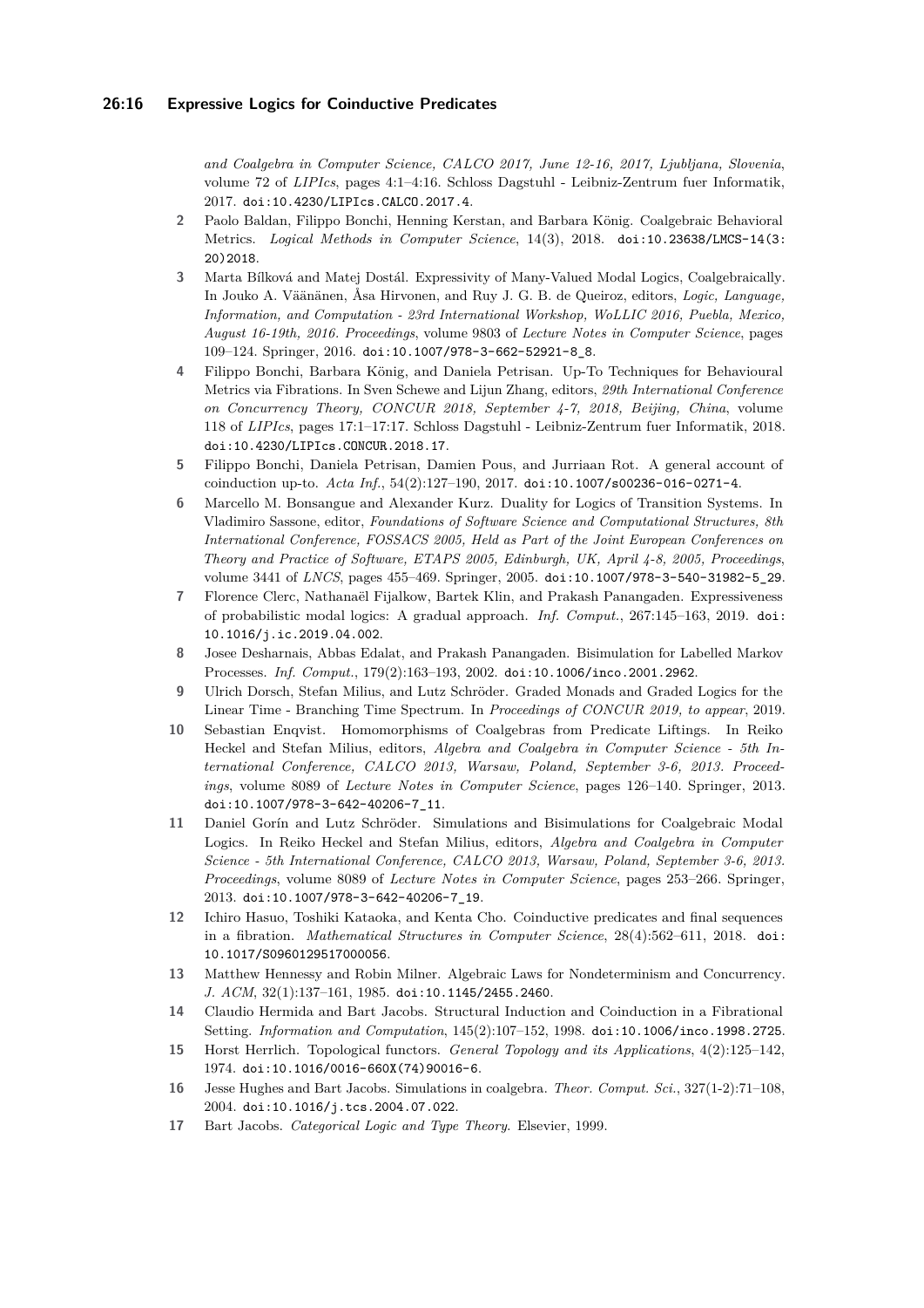*and Coalgebra in Computer Science, CALCO 2017, June 12-16, 2017, Ljubljana, Slovenia*, volume 72 of *LIPIcs*, pages 4:1–4:16. Schloss Dagstuhl - Leibniz-Zentrum fuer Informatik, 2017. doi:10.4230/LIPIcs.CALCO.2017.4.

2. Paolo Baldan, Filippo Bonchi, Henning Kerstan, and Barbara König. Coalgebraic Behavioral Metrics. *Logical Methods in Computer Science*, 14(3), 2018. doi:10.23638/LMCS-14(3:20)2018.
3. Marta Bílková and Matej Dostál. Expressivity of Many-Valued Modal Logics, Coalgebraically. In Jouko A. Väänänen, Åsa Hirvonen, and Ruy J. G. B. de Queiroz, editors, *Logic, Language, Information, and Computation - 23rd International Workshop, WoLLIC 2016, Puebla, Mexico, August 16-19th, 2016. Proceedings*, volume 9803 of *Lecture Notes in Computer Science*, pages 109–124. Springer, 2016. doi:10.1007/978-3-662-52921-8_8.
4. Filippo Bonchi, Barbara König, and Daniela Petrisan. Up-To Techniques for Behavioural Metrics via Fibrations. In Sven Schewe and Lijun Zhang, editors, *29th International Conference on Concurrency Theory, CONCUR 2018, September 4-7, 2018, Beijing, China*, volume 118 of *LIPIcs*, pages 17:1–17:17. Schloss Dagstuhl - Leibniz-Zentrum fuer Informatik, 2018. doi:10.4230/LIPIcs.CONCUR.2018.17.
5. Filippo Bonchi, Daniela Petrisan, Damien Pous, and Jurriaan Rot. A general account of coinduction up-to. *Acta Inf.*, 54(2):127–190, 2017. doi:10.1007/s00236-016-0271-4.
6. Marcello M. Bonsangue and Alexander Kurz. Duality for Logics of Transition Systems. In Vladimiro Sassone, editor, *Foundations of Software Science and Computational Structures, 8th International Conference, FOSSACS 2005, Held as Part of the Joint European Conferences on Theory and Practice of Software, ETAPS 2005, Edinburgh, UK, April 4-8, 2005, Proceedings*, volume 3441 of *LNCS*, pages 455–469. Springer, 2005. doi:10.1007/978-3-540-31982-5_29.
7. Florence Clerc, Nathanaël Fijalkow, Bartek Klin, and Prakash Panangaden. Expressiveness of probabilistic modal logics: A gradual approach. *Inf. Comput.*, 267:145–163, 2019. doi:10.1016/j.ic.2019.04.002.
8. Josee Desharnais, Abbas Edalat, and Prakash Panangaden. Bisimulation for Labelled Markov Processes. *Inf. Comput.*, 179(2):163–193, 2002. doi:10.1006/inco.2001.2962.
9. Ulrich Dorsch, Stefan Milius, and Lutz Schröder. Graded Monads and Graded Logics for the Linear Time - Branching Time Spectrum. In *Proceedings of CONCUR 2019, to appear*, 2019.
10. Sebastian Enqvist. Homomorphisms of Coalgebras from Predicate Liftings. In Reiko Heckel and Stefan Milius, editors, *Algebra and Coalgebra in Computer Science - 5th International Conference, CALCO 2013, Warsaw, Poland, September 3-6, 2013. Proceedings*, volume 8089 of *Lecture Notes in Computer Science*, pages 126–140. Springer, 2013. doi:10.1007/978-3-642-40206-7_11.
11. Daniel Gorín and Lutz Schröder. Simulations and Bisimulations for Coalgebraic Modal Logics. In Reiko Heckel and Stefan Milius, editors, *Algebra and Coalgebra in Computer Science - 5th International Conference, CALCO 2013, Warsaw, Poland, September 3-6, 2013. Proceedings*, volume 8089 of *Lecture Notes in Computer Science*, pages 253–266. Springer, 2013. doi:10.1007/978-3-642-40206-7_19.
12. Ichiro Hasuo, Toshiki Kataoka, and Kenta Cho. Coinductive predicates and final sequences in a fibration. *Mathematical Structures in Computer Science*, 28(4):562–611, 2018. doi:10.1017/S0960129517000056.
13. Matthew Hennessy and Robin Milner. Algebraic Laws for Nondeterminism and Concurrency. *J. ACM*, 32(1):137–161, 1985. doi:10.1145/2455.2460.
14. Claudio Hermida and Bart Jacobs. Structural Induction and Coinduction in a Fibrational Setting. *Information and Computation*, 145(2):107–152, 1998. doi:10.1006/inco.1998.2725.
15. Horst Herrlich. Topological functors. *General Topology and its Applications*, 4(2):125–142, 1974. doi:10.1016/0016-660X(74)90016-6.
16. Jesse Hughes and Bart Jacobs. Simulations in coalgebra. *Theor. Comput. Sci.*, 327(1-2):71–108, 2004. doi:10.1016/j.tcs.2004.07.022.
17. Bart Jacobs. *Categorical Logic and Type Theory*. Elsevier, 1999.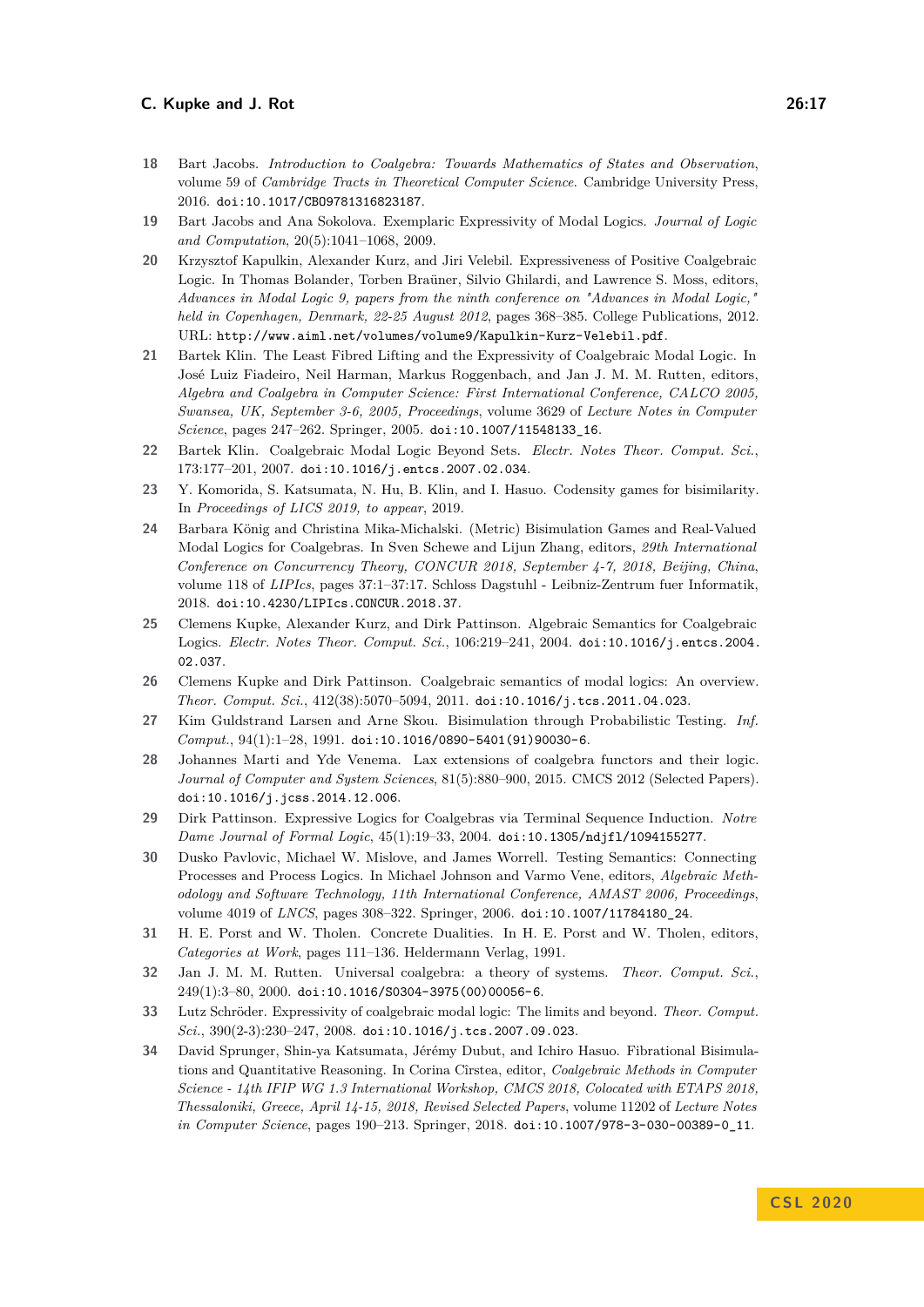18 Bart Jacobs. *Introduction to Coalgebra: Towards Mathematics of States and Observation*, volume 59 of *Cambridge Tracts in Theoretical Computer Science*. Cambridge University Press, 2016. doi:10.1017/CBO9781316823187.

19 Bart Jacobs and Ana Sokolova. Exemplaric Expressivity of Modal Logics. *Journal of Logic and Computation*, 20(5):1041–1068, 2009.

20 Krzysztof Kapulkin, Alexander Kurz, and Jiri Velebil. Expressiveness of Positive Coalgebraic Logic. In Thomas Bolander, Torben Braüner, Silvio Ghilardi, and Lawrence S. Moss, editors, *Advances in Modal Logic 9, papers from the ninth conference on "Advances in Modal Logic," held in Copenhagen, Denmark, 22-25 August 2012*, pages 368–385. College Publications, 2012. URL: http://www.aiml.net/volumes/volume9/Kapulkin-Kurz-Velebil.pdf.

21 Bartek Klin. The Least Fibred Lifting and the Expressivity of Coalgebraic Modal Logic. In José Luiz Fiadeiro, Neil Harman, Markus Roggenbach, and Jan J. M. M. Rutten, editors, *Algebra and Coalgebra in Computer Science: First International Conference, CALCO 2005, Swansea, UK, September 3-6, 2005, Proceedings*, volume 3629 of *Lecture Notes in Computer Science*, pages 247–262. Springer, 2005. doi:10.1007/11548133_16.

22 Bartek Klin. Coalgebraic Modal Logic Beyond Sets. *Electr. Notes Theor. Comput. Sci.*, 173:177–201, 2007. doi:10.1016/j.entcs.2007.02.034.

23 Y. Komorida, S. Katsumata, N. Hu, B. Klin, and I. Hasuo. Codensity games for bisimilarity. In *Proceedings of LICS 2019, to appear*, 2019.

24 Barbara König and Christina Mika-Michalski. (Metric) Bisimulation Games and Real-Valued Modal Logics for Coalgebras. In Sven Schewe and Lijun Zhang, editors, *29th International Conference on Concurrency Theory, CONCUR 2018, September 4-7, 2018, Beijing, China*, volume 118 of *LIPIcs*, pages 37:1–37:17. Schloss Dagstuhl - Leibniz-Zentrum fuer Informatik, 2018. doi:10.4230/LIPIcs.CONCUR.2018.37.

25 Clemens Kupke, Alexander Kurz, and Dirk Pattinson. Algebraic Semantics for Coalgebraic Logics. *Electr. Notes Theor. Comput. Sci.*, 106:219–241, 2004. doi:10.1016/j.entcs.2004.02.037.

26 Clemens Kupke and Dirk Pattinson. Coalgebraic semantics of modal logics: An overview. *Theor. Comput. Sci.*, 412(38):5070–5094, 2011. doi:10.1016/j.tcs.2011.04.023.

27 Kim Guldstrand Larsen and Arne Skou. Bisimulation through Probabilistic Testing. *Inf. Comput.*, 94(1):1–28, 1991. doi:10.1016/0890-5401(91)90030-6.

28 Johannes Marti and Yde Venema. Lax extensions of coalgebra functors and their logic. *Journal of Computer and System Sciences*, 81(5):880–900, 2015. CMCS 2012 (Selected Papers). doi:10.1016/j.jcss.2014.12.006.

29 Dirk Pattinson. Expressive Logics for Coalgebras via Terminal Sequence Induction. *Notre Dame Journal of Formal Logic*, 45(1):19–33, 2004. doi:10.1305/ndjfl/1094155277.

30 Dusko Pavlovic, Michael W. Mislove, and James Worrell. Testing Semantics: Connecting Processes and Process Logics. In Michael Johnson and Varmo Vene, editors, *Algebraic Methodology and Software Technology, 11th International Conference, AMAST 2006, Proceedings*, volume 4019 of *LNCS*, pages 308–322. Springer, 2006. doi:10.1007/11784180_24.

31 H. E. Porst and W. Tholen. Concrete Dualities. In H. E. Porst and W. Tholen, editors, *Categories at Work*, pages 111–136. Heldermann Verlag, 1991.

32 Jan J. M. M. Rutten. Universal coalgebra: a theory of systems. *Theor. Comput. Sci.*, 249(1):3–80, 2000. doi:10.1016/S0304-3975(00)00056-6.

33 Lutz Schröder. Expressivity of coalgebraic modal logic: The limits and beyond. *Theor. Comput. Sci.*, 390(2-3):230–247, 2008. doi:10.1016/j.tcs.2007.09.023.

34 David Sprunger, Shin-ya Katsumata, Jérémy Dubut, and Ichiro Hasuo. Fibrational Bisimulations and Quantitative Reasoning. In Corina Cîrstea, editor, *Coalgebraic Methods in Computer Science - 14th IFIP WG 1.3 International Workshop, CMCS 2018, Colocated with ETAPS 2018, Thessaloniki, Greece, April 14-15, 2018, Revised Selected Papers*, volume 11202 of *Lecture Notes in Computer Science*, pages 190–213. Springer, 2018. doi:10.1007/978-3-030-00389-0_11.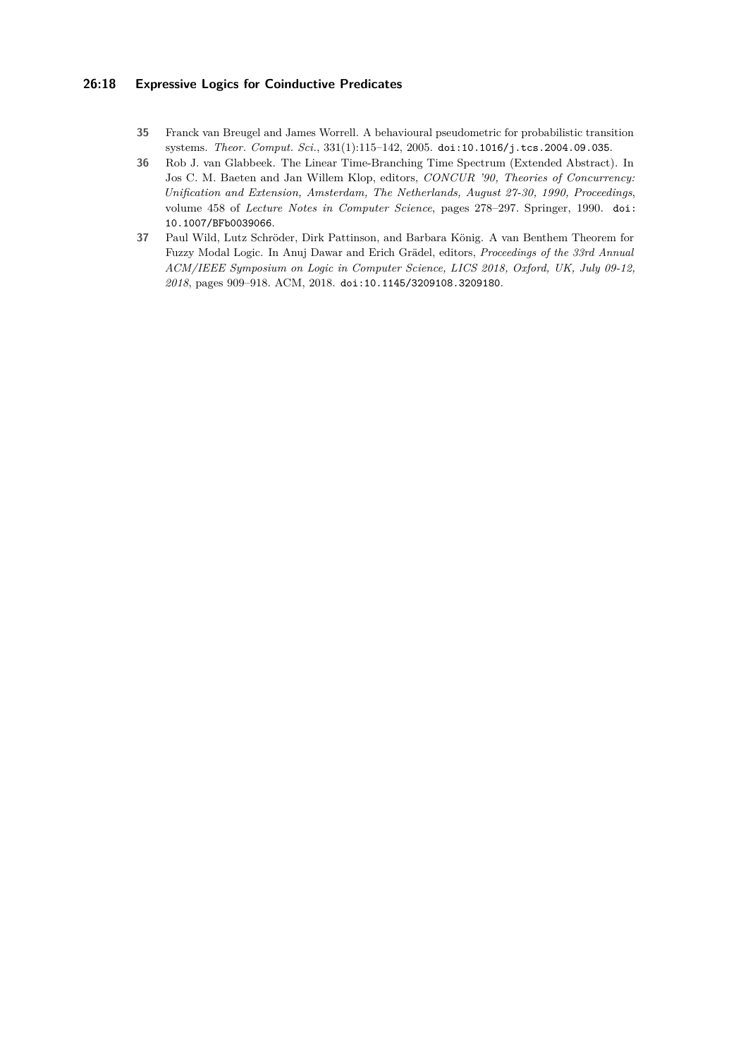35 Franck van Breugel and James Worrell. A behavioural pseudometric for probabilistic transition systems. *Theor. Comput. Sci.*, 331(1):115–142, 2005. doi:10.1016/j.tcs.2004.09.035.

36 Rob J. van Glabbeek. The Linear Time-Branching Time Spectrum (Extended Abstract). In Jos C. M. Baeten and Jan Willem Klop, editors, *CONCUR '90, Theories of Concurrency: Unification and Extension, Amsterdam, The Netherlands, August 27-30, 1990, Proceedings*, volume 458 of *Lecture Notes in Computer Science*, pages 278–297. Springer, 1990. doi:10.1007/BFb0039066.

37 Paul Wild, Lutz Schröder, Dirk Pattinson, and Barbara König. A van Benthem Theorem for Fuzzy Modal Logic. In Anuj Dawar and Erich Grädel, editors, *Proceedings of the 33rd Annual ACM/IEEE Symposium on Logic in Computer Science, LICS 2018, Oxford, UK, July 09-12, 2018*, pages 909–918. ACM, 2018. doi:10.1145/3209108.3209180.